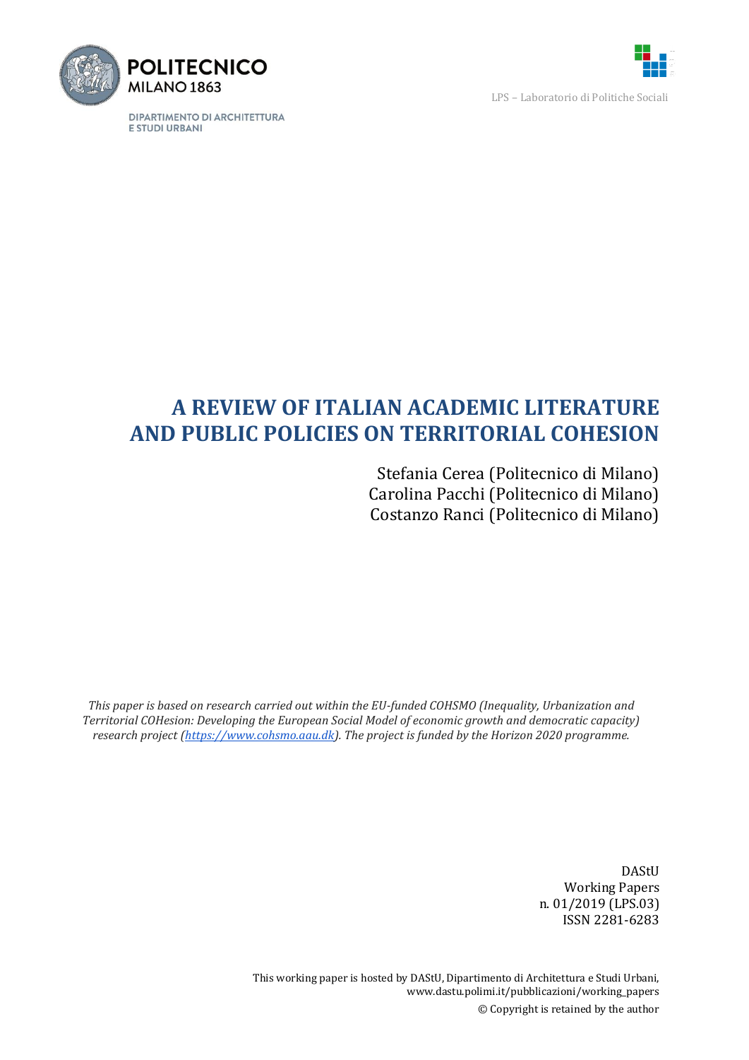POLITECNICO MILANO 1863

DIPARTIMENTO DI ARCHITETTURA E STUDI URBANI

LPS – Laboratorio di Politiche Sociali

# A REVIEW OF ITALIAN ACADEMIC LITERATURE AND PUBLIC POLICIES ON TERRITORIAL COHESION

Stefania Cerea (Politecnico di Milano)
Carolina Pacchi (Politecnico di Milano)
Costanzo Ranci (Politecnico di Milano)

*This paper is based on research carried out within the EU-funded COHSMO (Inequality, Urbanization and Territorial COHesion: Developing the European Social Model of economic growth and democratic capacity) research project ([https://www.cohsmo.aau.dk](https://www.cohsmo.aau.dk)). The project is funded by the Horizon 2020 programme.*

DAStU
Working Papers
n. 01/2019 (LPS.03)
ISSN 2281-6283

This working paper is hosted by DAStU, Dipartimento di Architettura e Studi Urbani,
www.dastu.polimi.it/pubblicazioni/working_papers
© Copyright is retained by the author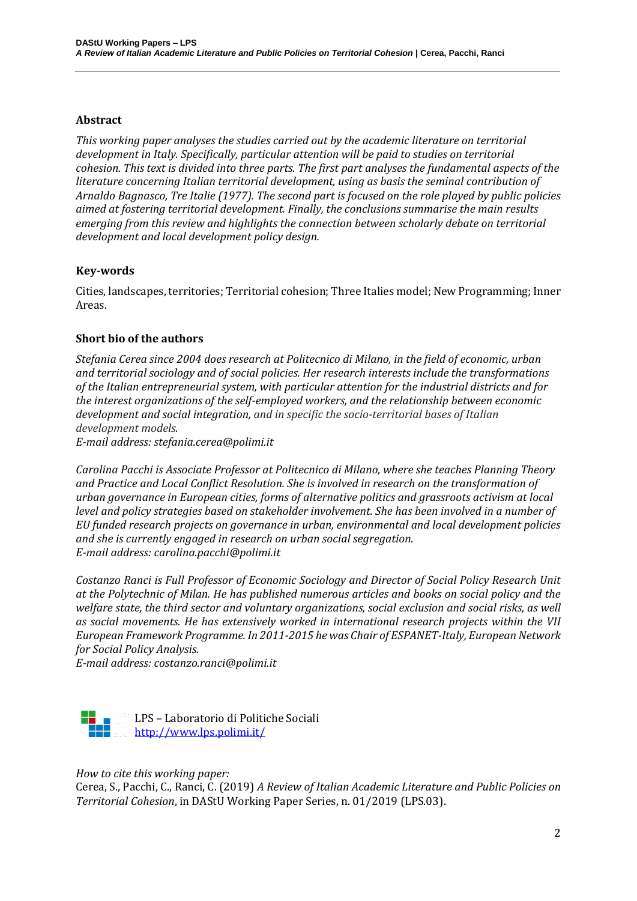## Abstract

*This working paper analyses the studies carried out by the academic literature on territorial development in Italy. Specifically, particular attention will be paid to studies on territorial cohesion. This text is divided into three parts. The first part analyses the fundamental aspects of the literature concerning Italian territorial development, using as basis the seminal contribution of Arnaldo Bagnasco, Tre Italie (1977). The second part is focused on the role played by public policies aimed at fostering territorial development. Finally, the conclusions summarise the main results emerging from this review and highlights the connection between scholarly debate on territorial development and local development policy design.*

## Key-words

Cities, landscapes, territories; Territorial cohesion; Three Italies model; New Programming; Inner Areas.

## Short bio of the authors

*Stefania Cerea since 2004 does research at Politecnico di Milano, in the field of economic, urban and territorial sociology and of social policies. Her research interests include the transformations of the Italian entrepreneurial system, with particular attention for the industrial districts and for the interest organizations of the self-employed workers, and the relationship between economic development and social integration, and in specific the socio-territorial bases of Italian development models.*
*E-mail address: stefania.cerea@polimi.it*

*Carolina Pacchi is Associate Professor at Politecnico di Milano, where she teaches Planning Theory and Practice and Local Conflict Resolution. She is involved in research on the transformation of urban governance in European cities, forms of alternative politics and grassroots activism at local level and policy strategies based on stakeholder involvement. She has been involved in a number of EU funded research projects on governance in urban, environmental and local development policies and she is currently engaged in research on urban social segregation.*
*E-mail address: carolina.pacchi@polimi.it*

*Costanzo Ranci is Full Professor of Economic Sociology and Director of Social Policy Research Unit at the Polytechnic of Milan. He has published numerous articles and books on social policy and the welfare state, the third sector and voluntary organizations, social exclusion and social risks, as well as social movements. He has extensively worked in international research projects within the VII European Framework Programme. In 2011-2015 he was Chair of ESPANET-Italy, European Network for Social Policy Analysis.*
*E-mail address: costanzo.ranci@polimi.it*

LPS – Laboratorio di Politiche Sociali
http://www.lps.polimi.it/

*How to cite this working paper:*
Cerea, S., Pacchi, C., Ranci, C. (2019) *A Review of Italian Academic Literature and Public Policies on Territorial Cohesion*, in DAStU Working Paper Series, n. 01/2019 (LPS.03).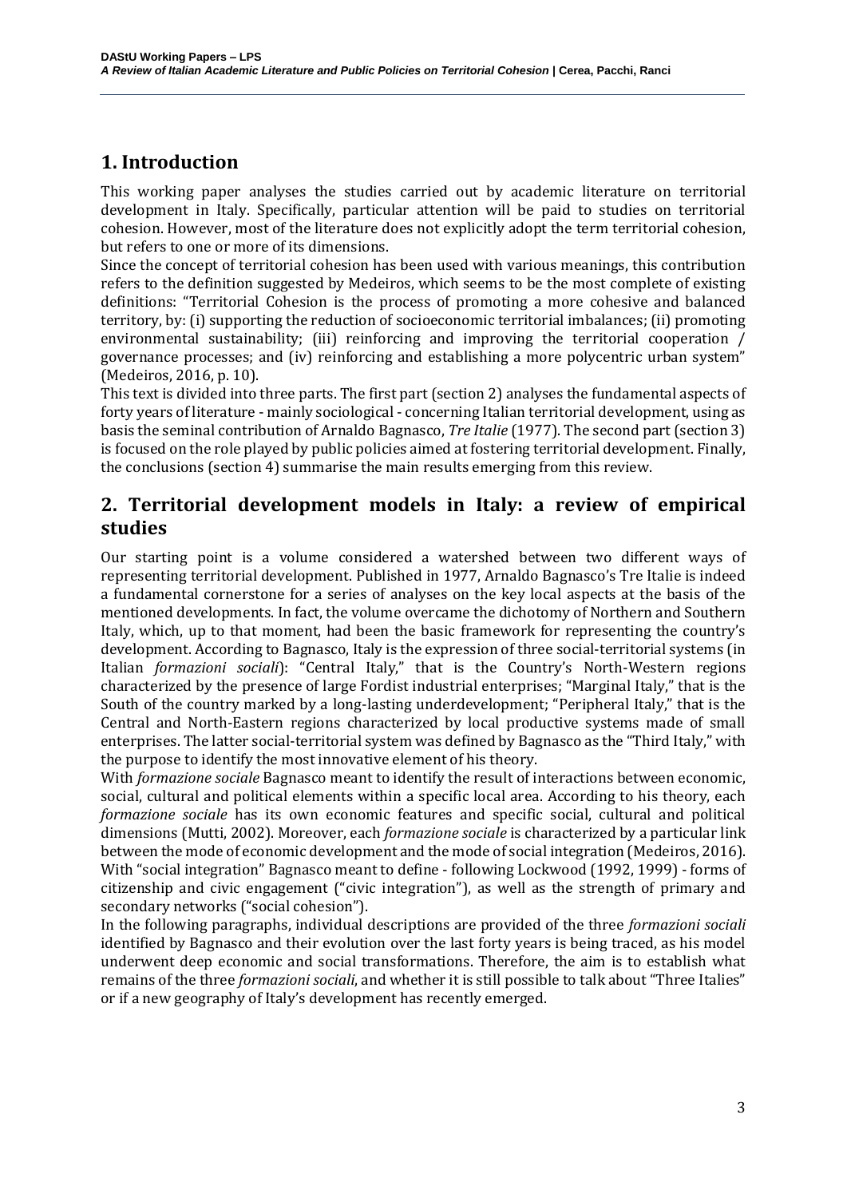# 1. Introduction

This working paper analyses the studies carried out by academic literature on territorial development in Italy. Specifically, particular attention will be paid to studies on territorial cohesion. However, most of the literature does not explicitly adopt the term territorial cohesion, but refers to one or more of its dimensions.

Since the concept of territorial cohesion has been used with various meanings, this contribution refers to the definition suggested by Medeiros, which seems to be the most complete of existing definitions: "Territorial Cohesion is the process of promoting a more cohesive and balanced territory, by: (i) supporting the reduction of socioeconomic territorial imbalances; (ii) promoting environmental sustainability; (iii) reinforcing and improving the territorial cooperation / governance processes; and (iv) reinforcing and establishing a more polycentric urban system" (Medeiros, 2016, p. 10).

This text is divided into three parts. The first part (section 2) analyses the fundamental aspects of forty years of literature - mainly sociological - concerning Italian territorial development, using as basis the seminal contribution of Arnaldo Bagnasco, *Tre Italie* (1977). The second part (section 3) is focused on the role played by public policies aimed at fostering territorial development. Finally, the conclusions (section 4) summarise the main results emerging from this review.

# 2. Territorial development models in Italy: a review of empirical studies

Our starting point is a volume considered a watershed between two different ways of representing territorial development. Published in 1977, Arnaldo Bagnasco's Tre Italie is indeed a fundamental cornerstone for a series of analyses on the key local aspects at the basis of the mentioned developments. In fact, the volume overcame the dichotomy of Northern and Southern Italy, which, up to that moment, had been the basic framework for representing the country's development. According to Bagnasco, Italy is the expression of three social-territorial systems (in Italian *formazioni sociali*): "Central Italy," that is the Country's North-Western regions characterized by the presence of large Fordist industrial enterprises; "Marginal Italy," that is the South of the country marked by a long-lasting underdevelopment; "Peripheral Italy," that is the Central and North-Eastern regions characterized by local productive systems made of small enterprises. The latter social-territorial system was defined by Bagnasco as the "Third Italy," with the purpose to identify the most innovative element of his theory.

With *formazione sociale* Bagnasco meant to identify the result of interactions between economic, social, cultural and political elements within a specific local area. According to his theory, each *formazione sociale* has its own economic features and specific social, cultural and political dimensions (Mutti, 2002). Moreover, each *formazione sociale* is characterized by a particular link between the mode of economic development and the mode of social integration (Medeiros, 2016). With "social integration" Bagnasco meant to define - following Lockwood (1992, 1999) - forms of citizenship and civic engagement ("civic integration"), as well as the strength of primary and secondary networks ("social cohesion").

In the following paragraphs, individual descriptions are provided of the three *formazioni sociali* identified by Bagnasco and their evolution over the last forty years is being traced, as his model underwent deep economic and social transformations. Therefore, the aim is to establish what remains of the three *formazioni sociali*, and whether it is still possible to talk about "Three Italies" or if a new geography of Italy's development has recently emerged.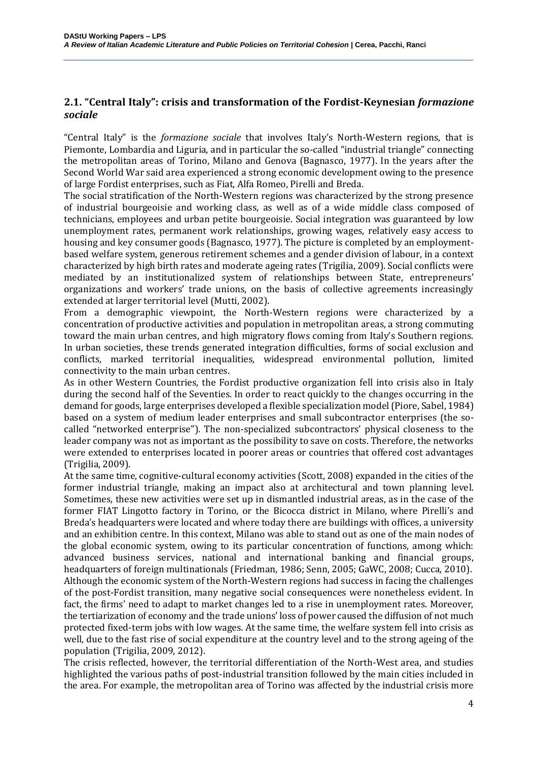## 2.1. "Central Italy": crisis and transformation of the Fordist-Keynesian *formazione sociale*

"Central Italy" is the *formazione sociale* that involves Italy's North-Western regions, that is Piemonte, Lombardia and Liguria, and in particular the so-called "industrial triangle" connecting the metropolitan areas of Torino, Milano and Genova (Bagnasco, 1977). In the years after the Second World War said area experienced a strong economic development owing to the presence of large Fordist enterprises, such as Fiat, Alfa Romeo, Pirelli and Breda.

The social stratification of the North-Western regions was characterized by the strong presence of industrial bourgeoisie and working class, as well as of a wide middle class composed of technicians, employees and urban petite bourgeoisie. Social integration was guaranteed by low unemployment rates, permanent work relationships, growing wages, relatively easy access to housing and key consumer goods (Bagnasco, 1977). The picture is completed by an employment-based welfare system, generous retirement schemes and a gender division of labour, in a context characterized by high birth rates and moderate ageing rates (Trigilia, 2009). Social conflicts were mediated by an institutionalized system of relationships between State, entrepreneurs' organizations and workers' trade unions, on the basis of collective agreements increasingly extended at larger territorial level (Mutti, 2002).

From a demographic viewpoint, the North-Western regions were characterized by a concentration of productive activities and population in metropolitan areas, a strong commuting toward the main urban centres, and high migratory flows coming from Italy's Southern regions. In urban societies, these trends generated integration difficulties, forms of social exclusion and conflicts, marked territorial inequalities, widespread environmental pollution, limited connectivity to the main urban centres.

As in other Western Countries, the Fordist productive organization fell into crisis also in Italy during the second half of the Seventies. In order to react quickly to the changes occurring in the demand for goods, large enterprises developed a flexible specialization model (Piore, Sabel, 1984) based on a system of medium leader enterprises and small subcontractor enterprises (the so-called "networked enterprise"). The non-specialized subcontractors' physical closeness to the leader company was not as important as the possibility to save on costs. Therefore, the networks were extended to enterprises located in poorer areas or countries that offered cost advantages (Trigilia, 2009).

At the same time, cognitive-cultural economy activities (Scott, 2008) expanded in the cities of the former industrial triangle, making an impact also at architectural and town planning level. Sometimes, these new activities were set up in dismantled industrial areas, as in the case of the former FIAT Lingotto factory in Torino, or the Bicocca district in Milano, where Pirelli's and Breda's headquarters were located and where today there are buildings with offices, a university and an exhibition centre. In this context, Milano was able to stand out as one of the main nodes of the global economic system, owing to its particular concentration of functions, among which: advanced business services, national and international banking and financial groups, headquarters of foreign multinationals (Friedman, 1986; Senn, 2005; GaWC, 2008; Cucca, 2010).

Although the economic system of the North-Western regions had success in facing the challenges of the post-Fordist transition, many negative social consequences were nonetheless evident. In fact, the firms' need to adapt to market changes led to a rise in unemployment rates. Moreover, the tertiarization of economy and the trade unions' loss of power caused the diffusion of not much protected fixed-term jobs with low wages. At the same time, the welfare system fell into crisis as well, due to the fast rise of social expenditure at the country level and to the strong ageing of the population (Trigilia, 2009, 2012).

The crisis reflected, however, the territorial differentiation of the North-West area, and studies highlighted the various paths of post-industrial transition followed by the main cities included in the area. For example, the metropolitan area of Torino was affected by the industrial crisis more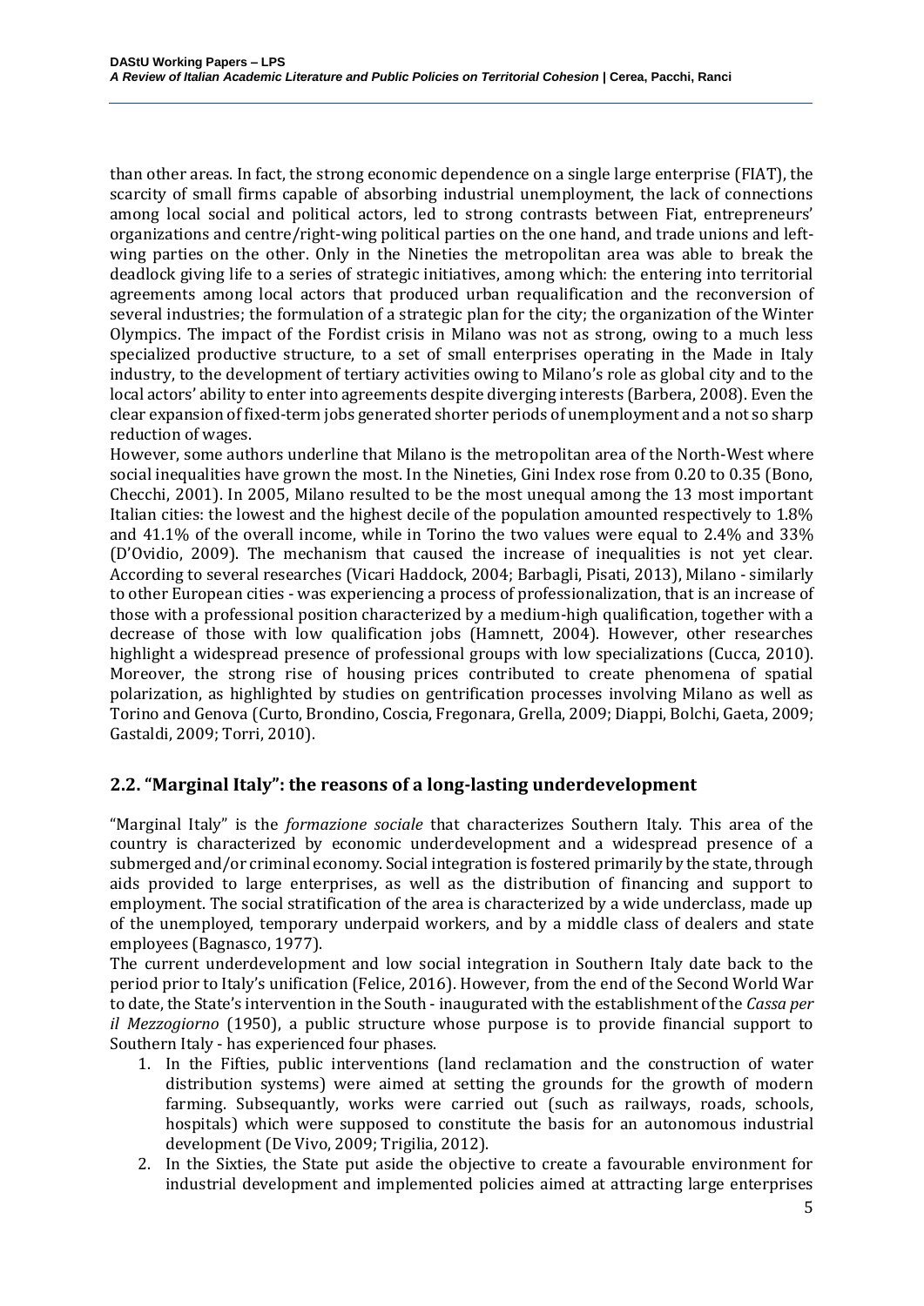than other areas. In fact, the strong economic dependence on a single large enterprise (FIAT), the scarcity of small firms capable of absorbing industrial unemployment, the lack of connections among local social and political actors, led to strong contrasts between Fiat, entrepreneurs' organizations and centre/right-wing political parties on the one hand, and trade unions and left-wing parties on the other. Only in the Nineties the metropolitan area was able to break the deadlock giving life to a series of strategic initiatives, among which: the entering into territorial agreements among local actors that produced urban requalification and the reconversion of several industries; the formulation of a strategic plan for the city; the organization of the Winter Olympics. The impact of the Fordist crisis in Milano was not as strong, owing to a much less specialized productive structure, to a set of small enterprises operating in the Made in Italy industry, to the development of tertiary activities owing to Milano's role as global city and to the local actors' ability to enter into agreements despite diverging interests (Barbera, 2008). Even the clear expansion of fixed-term jobs generated shorter periods of unemployment and a not so sharp reduction of wages.

However, some authors underline that Milano is the metropolitan area of the North-West where social inequalities have grown the most. In the Nineties, Gini Index rose from 0.20 to 0.35 (Bono, Checchi, 2001). In 2005, Milano resulted to be the most unequal among the 13 most important Italian cities: the lowest and the highest decile of the population amounted respectively to 1.8% and 41.1% of the overall income, while in Torino the two values were equal to 2.4% and 33% (D'Ovidio, 2009). The mechanism that caused the increase of inequalities is not yet clear. According to several researches (Vicari Haddock, 2004; Barbagli, Pisati, 2013), Milano - similarly to other European cities - was experiencing a process of professionalization, that is an increase of those with a professional position characterized by a medium-high qualification, together with a decrease of those with low qualification jobs (Hamnett, 2004). However, other researches highlight a widespread presence of professional groups with low specializations (Cucca, 2010). Moreover, the strong rise of housing prices contributed to create phenomena of spatial polarization, as highlighted by studies on gentrification processes involving Milano as well as Torino and Genova (Curto, Brondino, Coscia, Fregonara, Grella, 2009; Diappi, Bolchi, Gaeta, 2009; Gastaldi, 2009; Torri, 2010).

## 2.2. "Marginal Italy": the reasons of a long-lasting underdevelopment

"Marginal Italy" is the *formazione sociale* that characterizes Southern Italy. This area of the country is characterized by economic underdevelopment and a widespread presence of a submerged and/or criminal economy. Social integration is fostered primarily by the state, through aids provided to large enterprises, as well as the distribution of financing and support to employment. The social stratification of the area is characterized by a wide underclass, made up of the unemployed, temporary underpaid workers, and by a middle class of dealers and state employees (Bagnasco, 1977).

The current underdevelopment and low social integration in Southern Italy date back to the period prior to Italy's unification (Felice, 2016). However, from the end of the Second World War to date, the State's intervention in the South - inaugurated with the establishment of the *Cassa per il Mezzogiorno* (1950), a public structure whose purpose is to provide financial support to Southern Italy - has experienced four phases.

1. In the Fifties, public interventions (land reclamation and the construction of water distribution systems) were aimed at setting the grounds for the growth of modern farming. Subsequantly, works were carried out (such as railways, roads, schools, hospitals) which were supposed to constitute the basis for an autonomous industrial development (De Vivo, 2009; Trigilia, 2012).
2. In the Sixties, the State put aside the objective to create a favourable environment for industrial development and implemented policies aimed at attracting large enterprises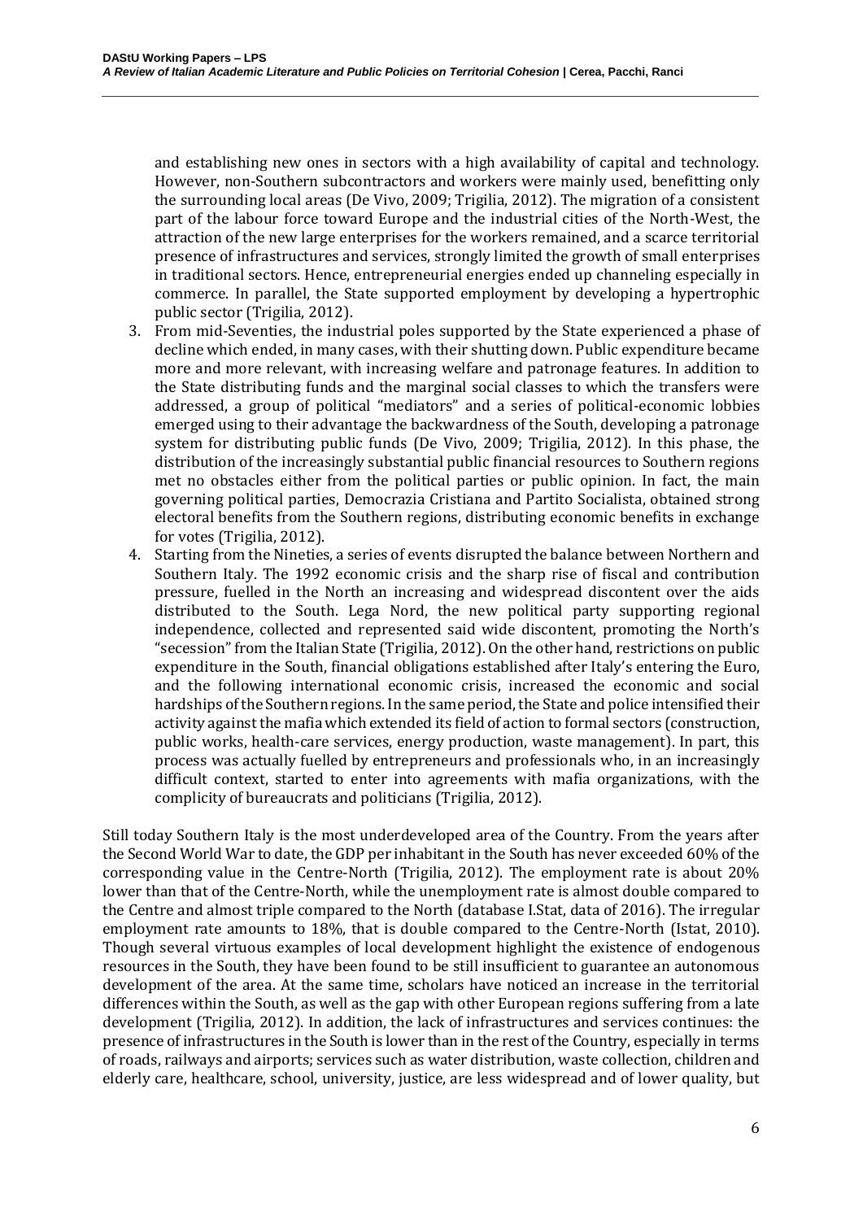and establishing new ones in sectors with a high availability of capital and technology. However, non-Southern subcontractors and workers were mainly used, benefitting only the surrounding local areas (De Vivo, 2009; Trigilia, 2012). The migration of a consistent part of the labour force toward Europe and the industrial cities of the North-West, the attraction of the new large enterprises for the workers remained, and a scarce territorial presence of infrastructures and services, strongly limited the growth of small enterprises in traditional sectors. Hence, entrepreneurial energies ended up channeling especially in commerce. In parallel, the State supported employment by developing a hypertrophic public sector (Trigilia, 2012).

3. From mid-Seventies, the industrial poles supported by the State experienced a phase of decline which ended, in many cases, with their shutting down. Public expenditure became more and more relevant, with increasing welfare and patronage features. In addition to the State distributing funds and the marginal social classes to which the transfers were addressed, a group of political "mediators" and a series of political-economic lobbies emerged using to their advantage the backwardness of the South, developing a patronage system for distributing public funds (De Vivo, 2009; Trigilia, 2012). In this phase, the distribution of the increasingly substantial public financial resources to Southern regions met no obstacles either from the political parties or public opinion. In fact, the main governing political parties, Democrazia Cristiana and Partito Socialista, obtained strong electoral benefits from the Southern regions, distributing economic benefits in exchange for votes (Trigilia, 2012).
4. Starting from the Nineties, a series of events disrupted the balance between Northern and Southern Italy. The 1992 economic crisis and the sharp rise of fiscal and contribution pressure, fuelled in the North an increasing and widespread discontent over the aids distributed to the South. Lega Nord, the new political party supporting regional independence, collected and represented said wide discontent, promoting the North's "secession" from the Italian State (Trigilia, 2012). On the other hand, restrictions on public expenditure in the South, financial obligations established after Italy's entering the Euro, and the following international economic crisis, increased the economic and social hardships of the Southern regions. In the same period, the State and police intensified their activity against the mafia which extended its field of action to formal sectors (construction, public works, health-care services, energy production, waste management). In part, this process was actually fuelled by entrepreneurs and professionals who, in an increasingly difficult context, started to enter into agreements with mafia organizations, with the complicity of bureaucrats and politicians (Trigilia, 2012).

Still today Southern Italy is the most underdeveloped area of the Country. From the years after the Second World War to date, the GDP per inhabitant in the South has never exceeded 60% of the corresponding value in the Centre-North (Trigilia, 2012). The employment rate is about 20% lower than that of the Centre-North, while the unemployment rate is almost double compared to the Centre and almost triple compared to the North (database I.Stat, data of 2016). The irregular employment rate amounts to 18%, that is double compared to the Centre-North (Istat, 2010). Though several virtuous examples of local development highlight the existence of endogenous resources in the South, they have been found to be still insufficient to guarantee an autonomous development of the area. At the same time, scholars have noticed an increase in the territorial differences within the South, as well as the gap with other European regions suffering from a late development (Trigilia, 2012). In addition, the lack of infrastructures and services continues: the presence of infrastructures in the South is lower than in the rest of the Country, especially in terms of roads, railways and airports; services such as water distribution, waste collection, children and elderly care, healthcare, school, university, justice, are less widespread and of lower quality, but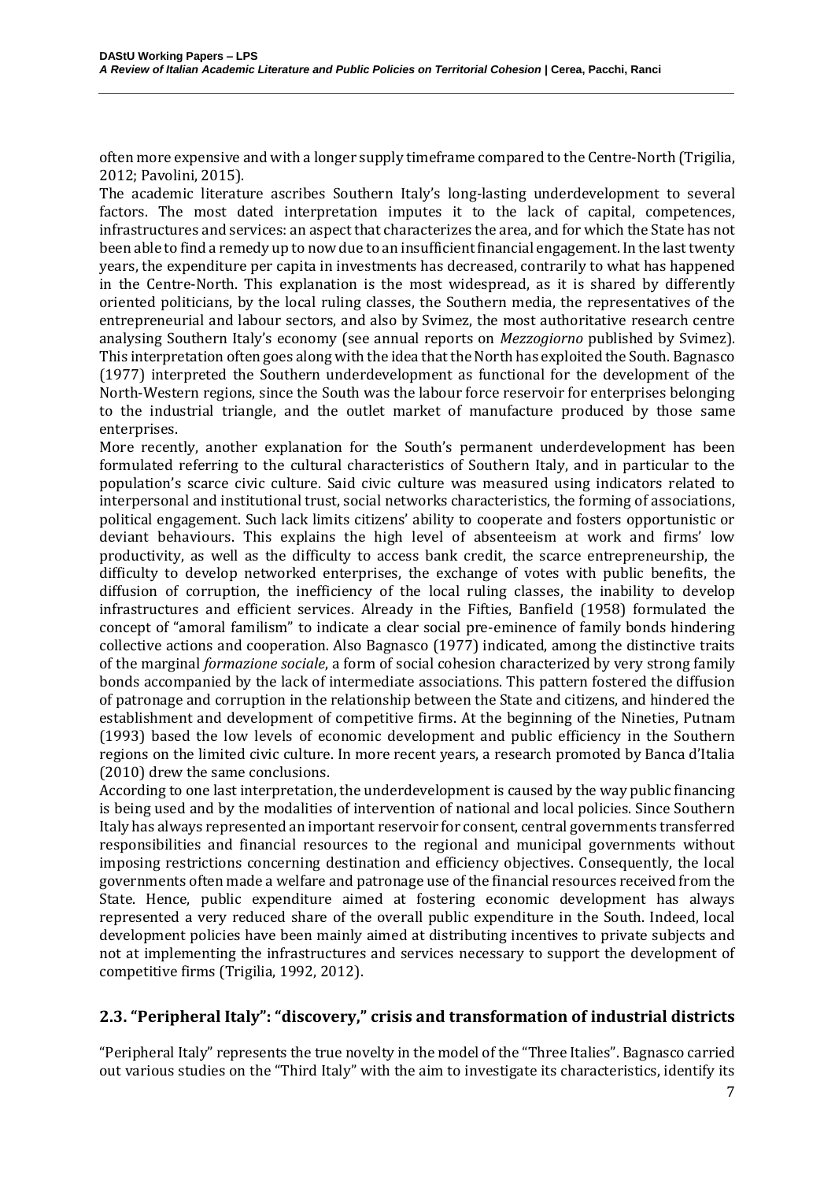often more expensive and with a longer supply timeframe compared to the Centre-North (Trigilia, 2012; Pavolini, 2015).

The academic literature ascribes Southern Italy's long-lasting underdevelopment to several factors. The most dated interpretation imputes it to the lack of capital, competences, infrastructures and services: an aspect that characterizes the area, and for which the State has not been able to find a remedy up to now due to an insufficient financial engagement. In the last twenty years, the expenditure per capita in investments has decreased, contrarily to what has happened in the Centre-North. This explanation is the most widespread, as it is shared by differently oriented politicians, by the local ruling classes, the Southern media, the representatives of the entrepreneurial and labour sectors, and also by Svimez, the most authoritative research centre analysing Southern Italy's economy (see annual reports on *Mezzogiorno* published by Svimez). This interpretation often goes along with the idea that the North has exploited the South. Bagnasco (1977) interpreted the Southern underdevelopment as functional for the development of the North-Western regions, since the South was the labour force reservoir for enterprises belonging to the industrial triangle, and the outlet market of manufacture produced by those same enterprises.

More recently, another explanation for the South's permanent underdevelopment has been formulated referring to the cultural characteristics of Southern Italy, and in particular to the population's scarce civic culture. Said civic culture was measured using indicators related to interpersonal and institutional trust, social networks characteristics, the forming of associations, political engagement. Such lack limits citizens' ability to cooperate and fosters opportunistic or deviant behaviours. This explains the high level of absenteeism at work and firms' low productivity, as well as the difficulty to access bank credit, the scarce entrepreneurship, the difficulty to develop networked enterprises, the exchange of votes with public benefits, the diffusion of corruption, the inefficiency of the local ruling classes, the inability to develop infrastructures and efficient services. Already in the Fifties, Banfield (1958) formulated the concept of "amoral familism" to indicate a clear social pre-eminence of family bonds hindering collective actions and cooperation. Also Bagnasco (1977) indicated, among the distinctive traits of the marginal *formazione sociale*, a form of social cohesion characterized by very strong family bonds accompanied by the lack of intermediate associations. This pattern fostered the diffusion of patronage and corruption in the relationship between the State and citizens, and hindered the establishment and development of competitive firms. At the beginning of the Nineties, Putnam (1993) based the low levels of economic development and public efficiency in the Southern regions on the limited civic culture. In more recent years, a research promoted by Banca d'Italia (2010) drew the same conclusions.

According to one last interpretation, the underdevelopment is caused by the way public financing is being used and by the modalities of intervention of national and local policies. Since Southern Italy has always represented an important reservoir for consent, central governments transferred responsibilities and financial resources to the regional and municipal governments without imposing restrictions concerning destination and efficiency objectives. Consequently, the local governments often made a welfare and patronage use of the financial resources received from the State. Hence, public expenditure aimed at fostering economic development has always represented a very reduced share of the overall public expenditure in the South. Indeed, local development policies have been mainly aimed at distributing incentives to private subjects and not at implementing the infrastructures and services necessary to support the development of competitive firms (Trigilia, 1992, 2012).

## 2.3. "Peripheral Italy": "discovery," crisis and transformation of industrial districts

"Peripheral Italy" represents the true novelty in the model of the "Three Italies". Bagnasco carried out various studies on the "Third Italy" with the aim to investigate its characteristics, identify its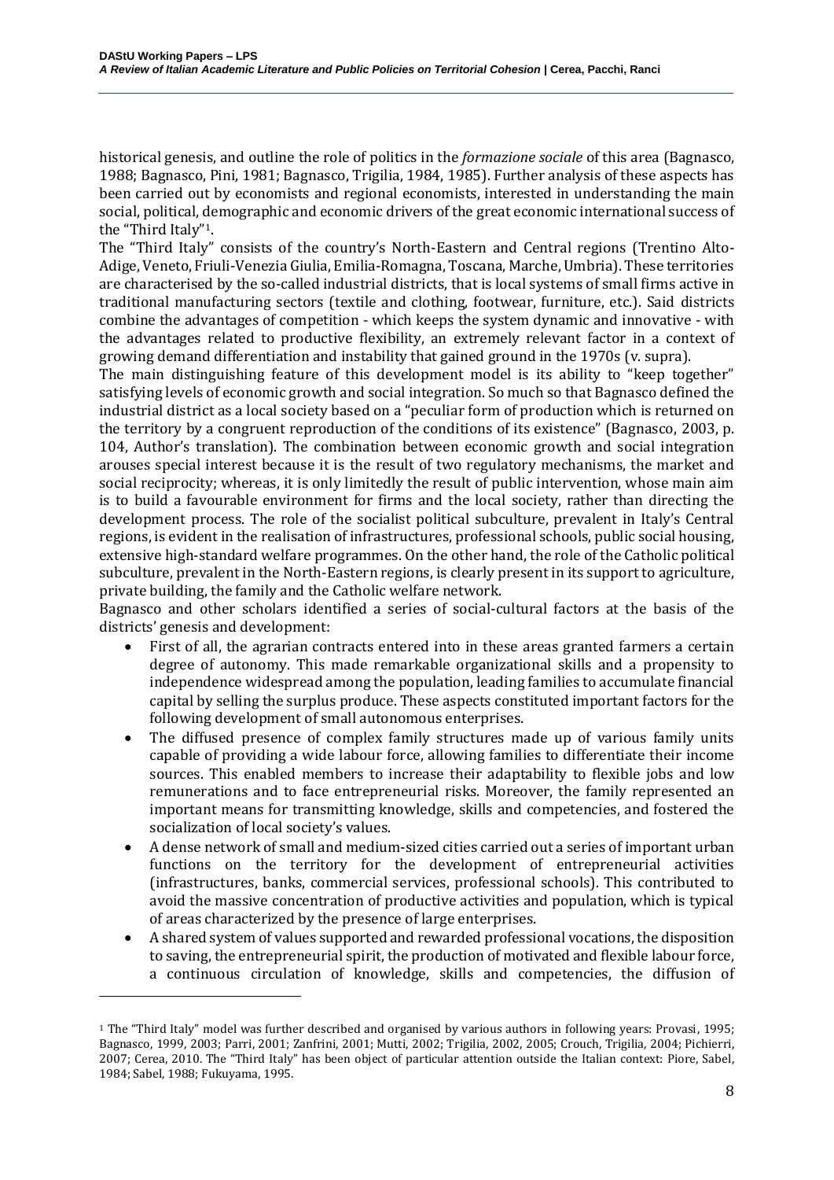historical genesis, and outline the role of politics in the *formazione sociale* of this area (Bagnasco, 1988; Bagnasco, Pini, 1981; Bagnasco, Trigilia, 1984, 1985). Further analysis of these aspects has been carried out by economists and regional economists, interested in understanding the main social, political, demographic and economic drivers of the great economic international success of the "Third Italy"[1].

The "Third Italy" consists of the country's North-Eastern and Central regions (Trentino Alto-Adige, Veneto, Friuli-Venezia Giulia, Emilia-Romagna, Toscana, Marche, Umbria). These territories are characterised by the so-called industrial districts, that is local systems of small firms active in traditional manufacturing sectors (textile and clothing, footwear, furniture, etc.). Said districts combine the advantages of competition - which keeps the system dynamic and innovative - with the advantages related to productive flexibility, an extremely relevant factor in a context of growing demand differentiation and instability that gained ground in the 1970s (v. supra).

The main distinguishing feature of this development model is its ability to "keep together" satisfying levels of economic growth and social integration. So much so that Bagnasco defined the industrial district as a local society based on a "peculiar form of production which is returned on the territory by a congruent reproduction of the conditions of its existence" (Bagnasco, 2003, p. 104, Author's translation). The combination between economic growth and social integration arouses special interest because it is the result of two regulatory mechanisms, the market and social reciprocity; whereas, it is only limitedly the result of public intervention, whose main aim is to build a favourable environment for firms and the local society, rather than directing the development process. The role of the socialist political subculture, prevalent in Italy's Central regions, is evident in the realisation of infrastructures, professional schools, public social housing, extensive high-standard welfare programmes. On the other hand, the role of the Catholic political subculture, prevalent in the North-Eastern regions, is clearly present in its support to agriculture, private building, the family and the Catholic welfare network.

Bagnasco and other scholars identified a series of social-cultural factors at the basis of the districts' genesis and development:

- First of all, the agrarian contracts entered into in these areas granted farmers a certain degree of autonomy. This made remarkable organizational skills and a propensity to independence widespread among the population, leading families to accumulate financial capital by selling the surplus produce. These aspects constituted important factors for the following development of small autonomous enterprises.
- The diffused presence of complex family structures made up of various family units capable of providing a wide labour force, allowing families to differentiate their income sources. This enabled members to increase their adaptability to flexible jobs and low remunerations and to face entrepreneurial risks. Moreover, the family represented an important means for transmitting knowledge, skills and competencies, and fostered the socialization of local society's values.
- A dense network of small and medium-sized cities carried out a series of important urban functions on the territory for the development of entrepreneurial activities (infrastructures, banks, commercial services, professional schools). This contributed to avoid the massive concentration of productive activities and population, which is typical of areas characterized by the presence of large enterprises.
- A shared system of values supported and rewarded professional vocations, the disposition to saving, the entrepreneurial spirit, the production of motivated and flexible labour force, a continuous circulation of knowledge, skills and competencies, the diffusion of

[1] The "Third Italy" model was further described and organised by various authors in following years: Provasi, 1995; Bagnasco, 1999, 2003; Parri, 2001; Zanfrini, 2001; Mutti, 2002; Trigilia, 2002, 2005; Crouch, Trigilia, 2004; Pichierri, 2007; Cerea, 2010. The "Third Italy" has been object of particular attention outside the Italian context: Piore, Sabel, 1984; Sabel, 1988; Fukuyama, 1995.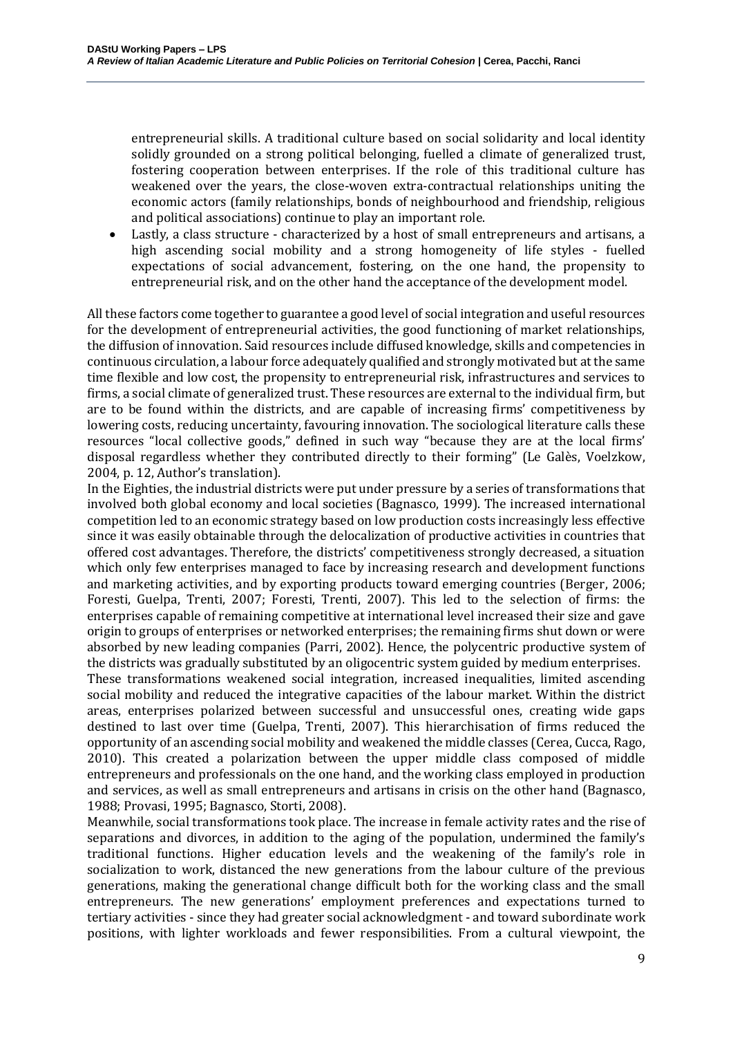entrepreneurial skills. A traditional culture based on social solidarity and local identity solidly grounded on a strong political belonging, fuelled a climate of generalized trust, fostering cooperation between enterprises. If the role of this traditional culture has weakened over the years, the close-woven extra-contractual relationships uniting the economic actors (family relationships, bonds of neighbourhood and friendship, religious and political associations) continue to play an important role.

- Lastly, a class structure - characterized by a host of small entrepreneurs and artisans, a high ascending social mobility and a strong homogeneity of life styles - fuelled expectations of social advancement, fostering, on the one hand, the propensity to entrepreneurial risk, and on the other hand the acceptance of the development model.

All these factors come together to guarantee a good level of social integration and useful resources for the development of entrepreneurial activities, the good functioning of market relationships, the diffusion of innovation. Said resources include diffused knowledge, skills and competencies in continuous circulation, a labour force adequately qualified and strongly motivated but at the same time flexible and low cost, the propensity to entrepreneurial risk, infrastructures and services to firms, a social climate of generalized trust. These resources are external to the individual firm, but are to be found within the districts, and are capable of increasing firms' competitiveness by lowering costs, reducing uncertainty, favouring innovation. The sociological literature calls these resources "local collective goods," defined in such way "because they are at the local firms' disposal regardless whether they contributed directly to their forming" (Le Galès, Voelzkow, 2004, p. 12, Author's translation).

In the Eighties, the industrial districts were put under pressure by a series of transformations that involved both global economy and local societies (Bagnasco, 1999). The increased international competition led to an economic strategy based on low production costs increasingly less effective since it was easily obtainable through the delocalization of productive activities in countries that offered cost advantages. Therefore, the districts' competitiveness strongly decreased, a situation which only few enterprises managed to face by increasing research and development functions and marketing activities, and by exporting products toward emerging countries (Berger, 2006; Foresti, Guelpa, Trenti, 2007; Foresti, Trenti, 2007). This led to the selection of firms: the enterprises capable of remaining competitive at international level increased their size and gave origin to groups of enterprises or networked enterprises; the remaining firms shut down or were absorbed by new leading companies (Parri, 2002). Hence, the polycentric productive system of the districts was gradually substituted by an oligocentric system guided by medium enterprises.

These transformations weakened social integration, increased inequalities, limited ascending social mobility and reduced the integrative capacities of the labour market. Within the district areas, enterprises polarized between successful and unsuccessful ones, creating wide gaps destined to last over time (Guelpa, Trenti, 2007). This hierarchisation of firms reduced the opportunity of an ascending social mobility and weakened the middle classes (Cerea, Cucca, Rago, 2010). This created a polarization between the upper middle class composed of middle entrepreneurs and professionals on the one hand, and the working class employed in production and services, as well as small entrepreneurs and artisans in crisis on the other hand (Bagnasco, 1988; Provasi, 1995; Bagnasco, Storti, 2008).

Meanwhile, social transformations took place. The increase in female activity rates and the rise of separations and divorces, in addition to the aging of the population, undermined the family's traditional functions. Higher education levels and the weakening of the family's role in socialization to work, distanced the new generations from the labour culture of the previous generations, making the generational change difficult both for the working class and the small entrepreneurs. The new generations' employment preferences and expectations turned to tertiary activities - since they had greater social acknowledgment - and toward subordinate work positions, with lighter workloads and fewer responsibilities. From a cultural viewpoint, the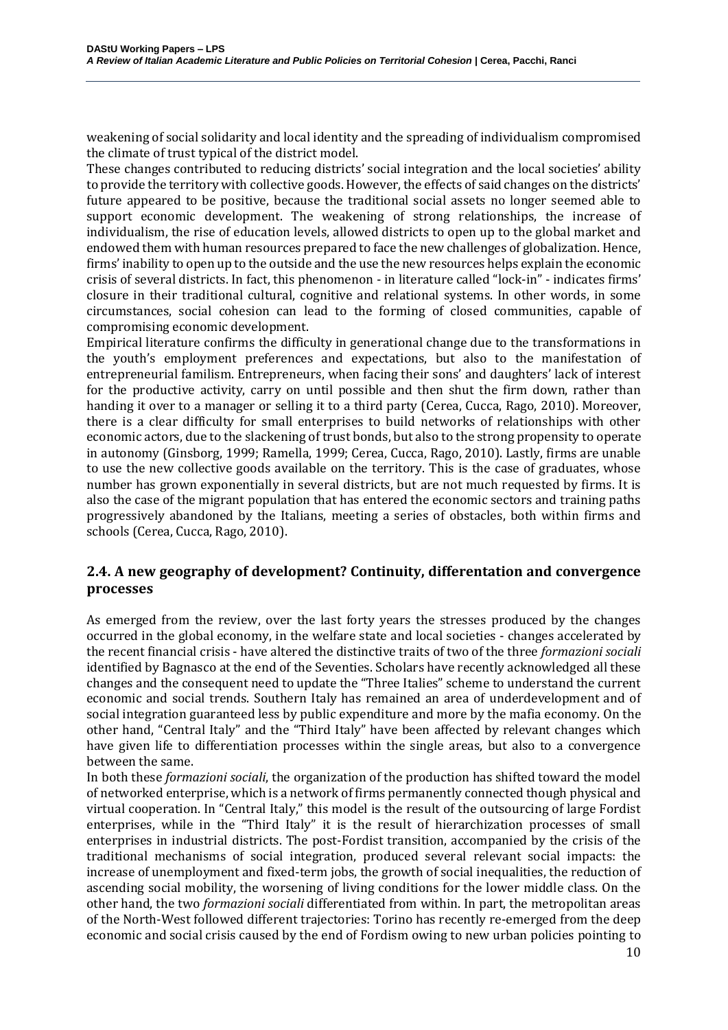weakening of social solidarity and local identity and the spreading of individualism compromised the climate of trust typical of the district model.

These changes contributed to reducing districts' social integration and the local societies' ability to provide the territory with collective goods. However, the effects of said changes on the districts' future appeared to be positive, because the traditional social assets no longer seemed able to support economic development. The weakening of strong relationships, the increase of individualism, the rise of education levels, allowed districts to open up to the global market and endowed them with human resources prepared to face the new challenges of globalization. Hence, firms' inability to open up to the outside and the use the new resources helps explain the economic crisis of several districts. In fact, this phenomenon - in literature called "lock-in" - indicates firms' closure in their traditional cultural, cognitive and relational systems. In other words, in some circumstances, social cohesion can lead to the forming of closed communities, capable of compromising economic development.

Empirical literature confirms the difficulty in generational change due to the transformations in the youth's employment preferences and expectations, but also to the manifestation of entrepreneurial familism. Entrepreneurs, when facing their sons' and daughters' lack of interest for the productive activity, carry on until possible and then shut the firm down, rather than handing it over to a manager or selling it to a third party (Cerea, Cucca, Rago, 2010). Moreover, there is a clear difficulty for small enterprises to build networks of relationships with other economic actors, due to the slackening of trust bonds, but also to the strong propensity to operate in autonomy (Ginsborg, 1999; Ramella, 1999; Cerea, Cucca, Rago, 2010). Lastly, firms are unable to use the new collective goods available on the territory. This is the case of graduates, whose number has grown exponentially in several districts, but are not much requested by firms. It is also the case of the migrant population that has entered the economic sectors and training paths progressively abandoned by the Italians, meeting a series of obstacles, both within firms and schools (Cerea, Cucca, Rago, 2010).

## 2.4. A new geography of development? Continuity, differentation and convergence processes

As emerged from the review, over the last forty years the stresses produced by the changes occurred in the global economy, in the welfare state and local societies - changes accelerated by the recent financial crisis - have altered the distinctive traits of two of the three *formazioni sociali* identified by Bagnasco at the end of the Seventies. Scholars have recently acknowledged all these changes and the consequent need to update the "Three Italies" scheme to understand the current economic and social trends. Southern Italy has remained an area of underdevelopment and of social integration guaranteed less by public expenditure and more by the mafia economy. On the other hand, "Central Italy" and the "Third Italy" have been affected by relevant changes which have given life to differentiation processes within the single areas, but also to a convergence between the same.

In both these *formazioni sociali*, the organization of the production has shifted toward the model of networked enterprise, which is a network of firms permanently connected though physical and virtual cooperation. In "Central Italy," this model is the result of the outsourcing of large Fordist enterprises, while in the "Third Italy" it is the result of hierarchization processes of small enterprises in industrial districts. The post-Fordist transition, accompanied by the crisis of the traditional mechanisms of social integration, produced several relevant social impacts: the increase of unemployment and fixed-term jobs, the growth of social inequalities, the reduction of ascending social mobility, the worsening of living conditions for the lower middle class. On the other hand, the two *formazioni sociali* differentiated from within. In part, the metropolitan areas of the North-West followed different trajectories: Torino has recently re-emerged from the deep economic and social crisis caused by the end of Fordism owing to new urban policies pointing to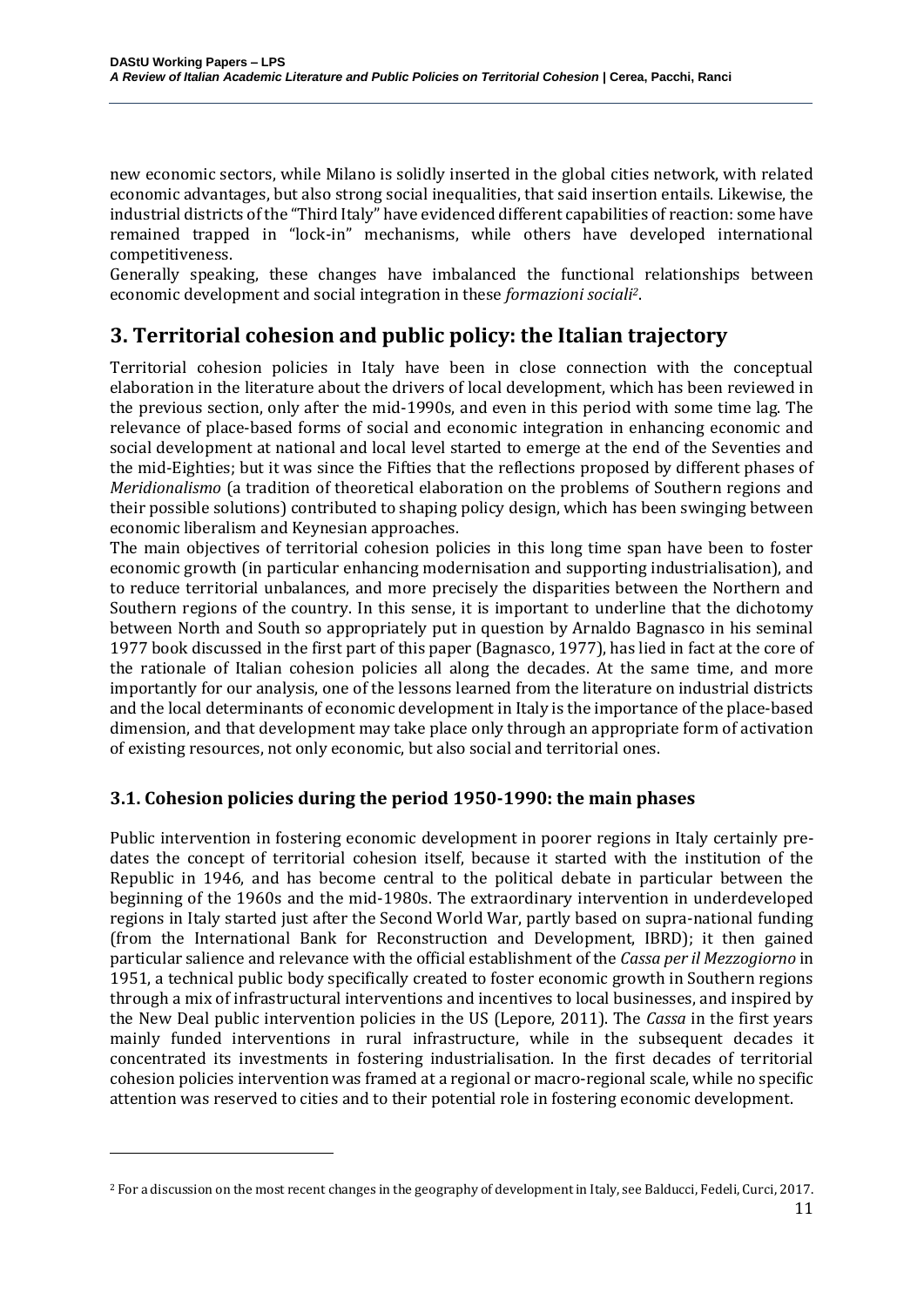new economic sectors, while Milano is solidly inserted in the global cities network, with related economic advantages, but also strong social inequalities, that said insertion entails. Likewise, the industrial districts of the "Third Italy" have evidenced different capabilities of reaction: some have remained trapped in "lock-in" mechanisms, while others have developed international competitiveness.

Generally speaking, these changes have imbalanced the functional relationships between economic development and social integration in these *formazioni sociali*[2].

## 3. Territorial cohesion and public policy: the Italian trajectory

Territorial cohesion policies in Italy have been in close connection with the conceptual elaboration in the literature about the drivers of local development, which has been reviewed in the previous section, only after the mid-1990s, and even in this period with some time lag. The relevance of place-based forms of social and economic integration in enhancing economic and social development at national and local level started to emerge at the end of the Seventies and the mid-Eighties; but it was since the Fifties that the reflections proposed by different phases of *Meridionalismo* (a tradition of theoretical elaboration on the problems of Southern regions and their possible solutions) contributed to shaping policy design, which has been swinging between economic liberalism and Keynesian approaches.

The main objectives of territorial cohesion policies in this long time span have been to foster economic growth (in particular enhancing modernisation and supporting industrialisation), and to reduce territorial unbalances, and more precisely the disparities between the Northern and Southern regions of the country. In this sense, it is important to underline that the dichotomy between North and South so appropriately put in question by Arnaldo Bagnasco in his seminal 1977 book discussed in the first part of this paper (Bagnasco, 1977), has lied in fact at the core of the rationale of Italian cohesion policies all along the decades. At the same time, and more importantly for our analysis, one of the lessons learned from the literature on industrial districts and the local determinants of economic development in Italy is the importance of the place-based dimension, and that development may take place only through an appropriate form of activation of existing resources, not only economic, but also social and territorial ones.

### 3.1. Cohesion policies during the period 1950-1990: the main phases

Public intervention in fostering economic development in poorer regions in Italy certainly pre-dates the concept of territorial cohesion itself, because it started with the institution of the Republic in 1946, and has become central to the political debate in particular between the beginning of the 1960s and the mid-1980s. The extraordinary intervention in underdeveloped regions in Italy started just after the Second World War, partly based on supra-national funding (from the International Bank for Reconstruction and Development, IBRD); it then gained particular salience and relevance with the official establishment of the *Cassa per il Mezzogiorno* in 1951, a technical public body specifically created to foster economic growth in Southern regions through a mix of infrastructural interventions and incentives to local businesses, and inspired by the New Deal public intervention policies in the US (Lepore, 2011). The *Cassa* in the first years mainly funded interventions in rural infrastructure, while in the subsequent decades it concentrated its investments in fostering industrialisation. In the first decades of territorial cohesion policies intervention was framed at a regional or macro-regional scale, while no specific attention was reserved to cities and to their potential role in fostering economic development.

[2] For a discussion on the most recent changes in the geography of development in Italy, see Balducci, Fedeli, Curci, 2017.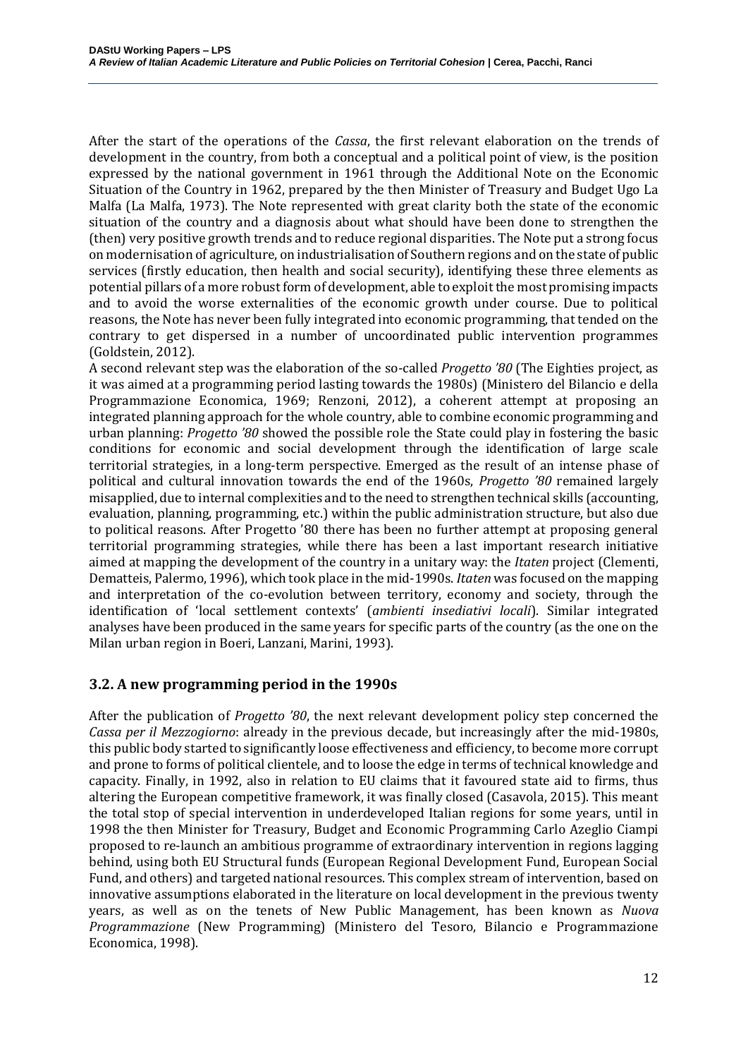After the start of the operations of the *Cassa*, the first relevant elaboration on the trends of development in the country, from both a conceptual and a political point of view, is the position expressed by the national government in 1961 through the Additional Note on the Economic Situation of the Country in 1962, prepared by the then Minister of Treasury and Budget Ugo La Malfa (La Malfa, 1973). The Note represented with great clarity both the state of the economic situation of the country and a diagnosis about what should have been done to strengthen the (then) very positive growth trends and to reduce regional disparities. The Note put a strong focus on modernisation of agriculture, on industrialisation of Southern regions and on the state of public services (firstly education, then health and social security), identifying these three elements as potential pillars of a more robust form of development, able to exploit the most promising impacts and to avoid the worse externalities of the economic growth under course. Due to political reasons, the Note has never been fully integrated into economic programming, that tended on the contrary to get dispersed in a number of uncoordinated public intervention programmes (Goldstein, 2012).

A second relevant step was the elaboration of the so-called *Progetto '80* (The Eighties project, as it was aimed at a programming period lasting towards the 1980s) (Ministero del Bilancio e della Programmazione Economica, 1969; Renzoni, 2012), a coherent attempt at proposing an integrated planning approach for the whole country, able to combine economic programming and urban planning: *Progetto '80* showed the possible role the State could play in fostering the basic conditions for economic and social development through the identification of large scale territorial strategies, in a long-term perspective. Emerged as the result of an intense phase of political and cultural innovation towards the end of the 1960s, *Progetto '80* remained largely misapplied, due to internal complexities and to the need to strengthen technical skills (accounting, evaluation, planning, programming, etc.) within the public administration structure, but also due to political reasons. After Progetto '80 there has been no further attempt at proposing general territorial programming strategies, while there has been a last important research initiative aimed at mapping the development of the country in a unitary way: the *Itaten* project (Clementi, Dematteis, Palermo, 1996), which took place in the mid-1990s. *Itaten* was focused on the mapping and interpretation of the co-evolution between territory, economy and society, through the identification of 'local settlement contexts' (*ambienti insediativi locali*). Similar integrated analyses have been produced in the same years for specific parts of the country (as the one on the Milan urban region in Boeri, Lanzani, Marini, 1993).

## 3.2. A new programming period in the 1990s

After the publication of *Progetto '80*, the next relevant development policy step concerned the *Cassa per il Mezzogiorno*: already in the previous decade, but increasingly after the mid-1980s, this public body started to significantly loose effectiveness and efficiency, to become more corrupt and prone to forms of political clientele, and to loose the edge in terms of technical knowledge and capacity. Finally, in 1992, also in relation to EU claims that it favoured state aid to firms, thus altering the European competitive framework, it was finally closed (Casavola, 2015). This meant the total stop of special intervention in underdeveloped Italian regions for some years, until in 1998 the then Minister for Treasury, Budget and Economic Programming Carlo Azeglio Ciampi proposed to re-launch an ambitious programme of extraordinary intervention in regions lagging behind, using both EU Structural funds (European Regional Development Fund, European Social Fund, and others) and targeted national resources. This complex stream of intervention, based on innovative assumptions elaborated in the literature on local development in the previous twenty years, as well as on the tenets of New Public Management, has been known as *Nuova Programmazione* (New Programming) (Ministero del Tesoro, Bilancio e Programmazione Economica, 1998).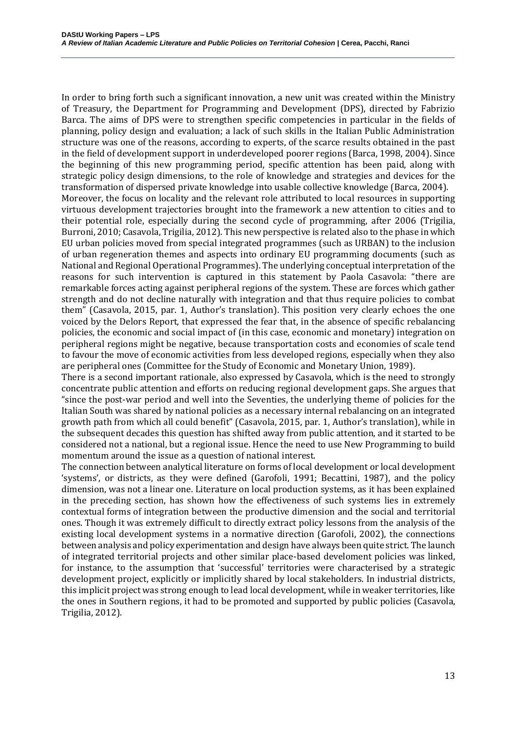In order to bring forth such a significant innovation, a new unit was created within the Ministry of Treasury, the Department for Programming and Development (DPS), directed by Fabrizio Barca. The aims of DPS were to strengthen specific competencies in particular in the fields of planning, policy design and evaluation; a lack of such skills in the Italian Public Administration structure was one of the reasons, according to experts, of the scarce results obtained in the past in the field of development support in underdeveloped poorer regions (Barca, 1998, 2004). Since the beginning of this new programming period, specific attention has been paid, along with strategic policy design dimensions, to the role of knowledge and strategies and devices for the transformation of dispersed private knowledge into usable collective knowledge (Barca, 2004).

Moreover, the focus on locality and the relevant role attributed to local resources in supporting virtuous development trajectories brought into the framework a new attention to cities and to their potential role, especially during the second cycle of programming, after 2006 (Trigilia, Burroni, 2010; Casavola, Trigilia, 2012). This new perspective is related also to the phase in which EU urban policies moved from special integrated programmes (such as URBAN) to the inclusion of urban regeneration themes and aspects into ordinary EU programming documents (such as National and Regional Operational Programmes). The underlying conceptual interpretation of the reasons for such intervention is captured in this statement by Paola Casavola: "there are remarkable forces acting against peripheral regions of the system. These are forces which gather strength and do not decline naturally with integration and that thus require policies to combat them" (Casavola, 2015, par. 1, Author's translation). This position very clearly echoes the one voiced by the Delors Report, that expressed the fear that, in the absence of specific rebalancing policies, the economic and social impact of (in this case, economic and monetary) integration on peripheral regions might be negative, because transportation costs and economies of scale tend to favour the move of economic activities from less developed regions, especially when they also are peripheral ones (Committee for the Study of Economic and Monetary Union, 1989).

There is a second important rationale, also expressed by Casavola, which is the need to strongly concentrate public attention and efforts on reducing regional development gaps. She argues that "since the post-war period and well into the Seventies, the underlying theme of policies for the Italian South was shared by national policies as a necessary internal rebalancing on an integrated growth path from which all could benefit" (Casavola, 2015, par. 1, Author's translation), while in the subsequent decades this question has shifted away from public attention, and it started to be considered not a national, but a regional issue. Hence the need to use New Programming to build momentum around the issue as a question of national interest.

The connection between analytical literature on forms of local development or local development 'systems', or districts, as they were defined (Garofoli, 1991; Becattini, 1987), and the policy dimension, was not a linear one. Literature on local production systems, as it has been explained in the preceding section, has shown how the effectiveness of such systems lies in extremely contextual forms of integration between the productive dimension and the social and territorial ones. Though it was extremely difficult to directly extract policy lessons from the analysis of the existing local development systems in a normative direction (Garofoli, 2002), the connections between analysis and policy experimentation and design have always been quite strict. The launch of integrated territorial projects and other similar place-based develoment policies was linked, for instance, to the assumption that 'successful' territories were characterised by a strategic development project, explicitly or implicitly shared by local stakeholders. In industrial districts, this implicit project was strong enough to lead local development, while in weaker territories, like the ones in Southern regions, it had to be promoted and supported by public policies (Casavola, Trigilia, 2012).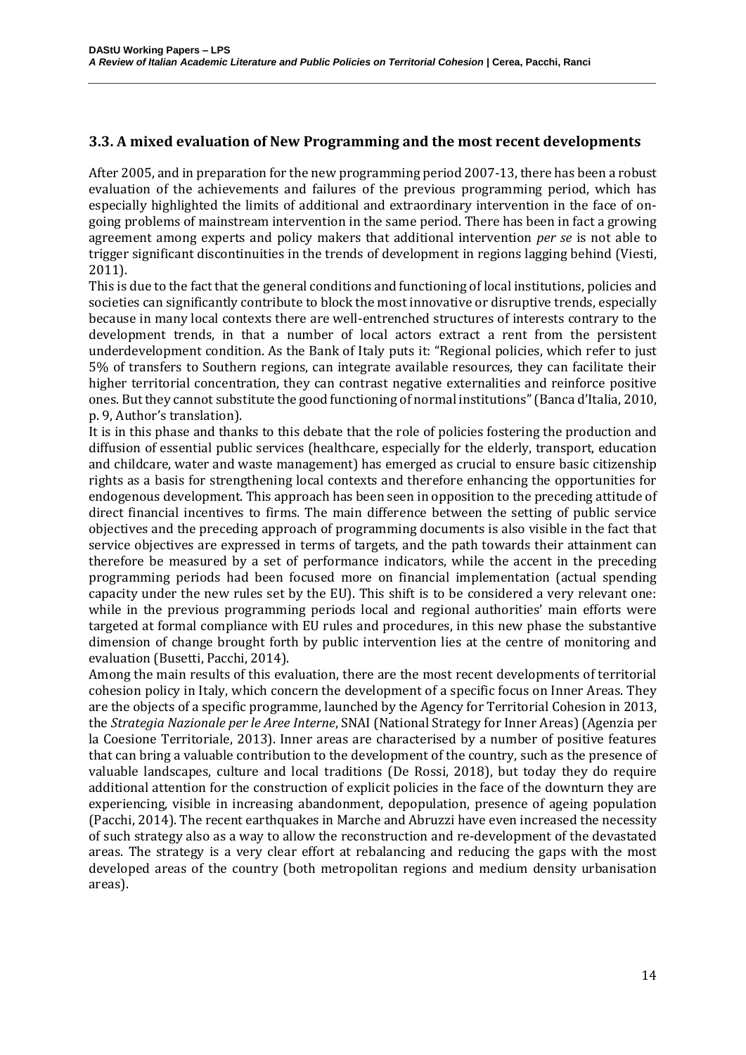### 3.3. A mixed evaluation of New Programming and the most recent developments

After 2005, and in preparation for the new programming period 2007-13, there has been a robust evaluation of the achievements and failures of the previous programming period, which has especially highlighted the limits of additional and extraordinary intervention in the face of on-going problems of mainstream intervention in the same period. There has been in fact a growing agreement among experts and policy makers that additional intervention *per se* is not able to trigger significant discontinuities in the trends of development in regions lagging behind (Viesti, 2011).

This is due to the fact that the general conditions and functioning of local institutions, policies and societies can significantly contribute to block the most innovative or disruptive trends, especially because in many local contexts there are well-entrenched structures of interests contrary to the development trends, in that a number of local actors extract a rent from the persistent underdevelopment condition. As the Bank of Italy puts it: "Regional policies, which refer to just 5% of transfers to Southern regions, can integrate available resources, they can facilitate their higher territorial concentration, they can contrast negative externalities and reinforce positive ones. But they cannot substitute the good functioning of normal institutions" (Banca d'Italia, 2010, p. 9, Author's translation).

It is in this phase and thanks to this debate that the role of policies fostering the production and diffusion of essential public services (healthcare, especially for the elderly, transport, education and childcare, water and waste management) has emerged as crucial to ensure basic citizenship rights as a basis for strengthening local contexts and therefore enhancing the opportunities for endogenous development. This approach has been seen in opposition to the preceding attitude of direct financial incentives to firms. The main difference between the setting of public service objectives and the preceding approach of programming documents is also visible in the fact that service objectives are expressed in terms of targets, and the path towards their attainment can therefore be measured by a set of performance indicators, while the accent in the preceding programming periods had been focused more on financial implementation (actual spending capacity under the new rules set by the EU). This shift is to be considered a very relevant one: while in the previous programming periods local and regional authorities' main efforts were targeted at formal compliance with EU rules and procedures, in this new phase the substantive dimension of change brought forth by public intervention lies at the centre of monitoring and evaluation (Busetti, Pacchi, 2014).

Among the main results of this evaluation, there are the most recent developments of territorial cohesion policy in Italy, which concern the development of a specific focus on Inner Areas. They are the objects of a specific programme, launched by the Agency for Territorial Cohesion in 2013, the *Strategia Nazionale per le Aree Interne*, SNAI (National Strategy for Inner Areas) (Agenzia per la Coesione Territoriale, 2013). Inner areas are characterised by a number of positive features that can bring a valuable contribution to the development of the country, such as the presence of valuable landscapes, culture and local traditions (De Rossi, 2018), but today they do require additional attention for the construction of explicit policies in the face of the downturn they are experiencing, visible in increasing abandonment, depopulation, presence of ageing population (Pacchi, 2014). The recent earthquakes in Marche and Abruzzi have even increased the necessity of such strategy also as a way to allow the reconstruction and re-development of the devastated areas. The strategy is a very clear effort at rebalancing and reducing the gaps with the most developed areas of the country (both metropolitan regions and medium density urbanisation areas).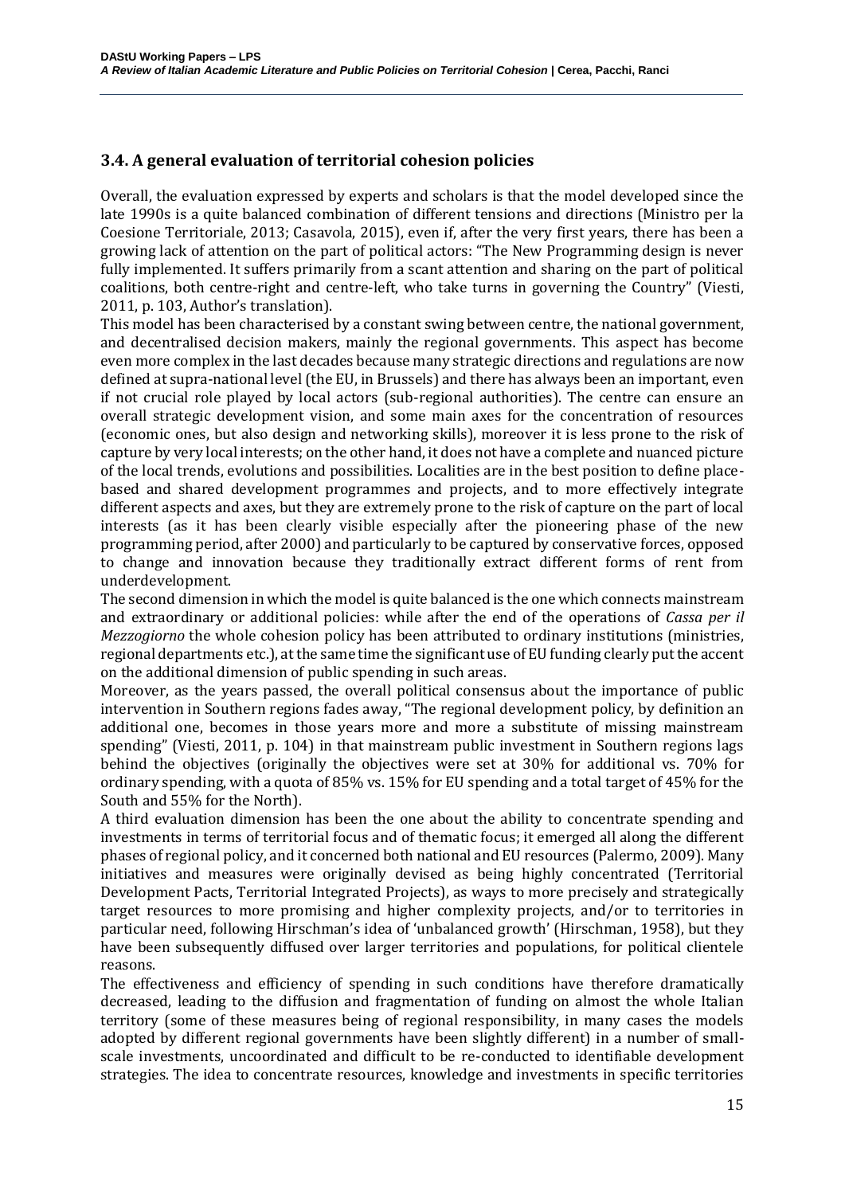## 3.4. A general evaluation of territorial cohesion policies

Overall, the evaluation expressed by experts and scholars is that the model developed since the late 1990s is a quite balanced combination of different tensions and directions (Ministro per la Coesione Territoriale, 2013; Casavola, 2015), even if, after the very first years, there has been a growing lack of attention on the part of political actors: "The New Programming design is never fully implemented. It suffers primarily from a scant attention and sharing on the part of political coalitions, both centre-right and centre-left, who take turns in governing the Country" (Viesti, 2011, p. 103, Author's translation).

This model has been characterised by a constant swing between centre, the national government, and decentralised decision makers, mainly the regional governments. This aspect has become even more complex in the last decades because many strategic directions and regulations are now defined at supra-national level (the EU, in Brussels) and there has always been an important, even if not crucial role played by local actors (sub-regional authorities). The centre can ensure an overall strategic development vision, and some main axes for the concentration of resources (economic ones, but also design and networking skills), moreover it is less prone to the risk of capture by very local interests; on the other hand, it does not have a complete and nuanced picture of the local trends, evolutions and possibilities. Localities are in the best position to define place-based and shared development programmes and projects, and to more effectively integrate different aspects and axes, but they are extremely prone to the risk of capture on the part of local interests (as it has been clearly visible especially after the pioneering phase of the new programming period, after 2000) and particularly to be captured by conservative forces, opposed to change and innovation because they traditionally extract different forms of rent from underdevelopment.

The second dimension in which the model is quite balanced is the one which connects mainstream and extraordinary or additional policies: while after the end of the operations of *Cassa per il Mezzogiorno* the whole cohesion policy has been attributed to ordinary institutions (ministries, regional departments etc.), at the same time the significant use of EU funding clearly put the accent on the additional dimension of public spending in such areas.

Moreover, as the years passed, the overall political consensus about the importance of public intervention in Southern regions fades away, "The regional development policy, by definition an additional one, becomes in those years more and more a substitute of missing mainstream spending" (Viesti, 2011, p. 104) in that mainstream public investment in Southern regions lags behind the objectives (originally the objectives were set at 30% for additional vs. 70% for ordinary spending, with a quota of 85% vs. 15% for EU spending and a total target of 45% for the South and 55% for the North).

A third evaluation dimension has been the one about the ability to concentrate spending and investments in terms of territorial focus and of thematic focus; it emerged all along the different phases of regional policy, and it concerned both national and EU resources (Palermo, 2009). Many initiatives and measures were originally devised as being highly concentrated (Territorial Development Pacts, Territorial Integrated Projects), as ways to more precisely and strategically target resources to more promising and higher complexity projects, and/or to territories in particular need, following Hirschman's idea of 'unbalanced growth' (Hirschman, 1958), but they have been subsequently diffused over larger territories and populations, for political clientele reasons.

The effectiveness and efficiency of spending in such conditions have therefore dramatically decreased, leading to the diffusion and fragmentation of funding on almost the whole Italian territory (some of these measures being of regional responsibility, in many cases the models adopted by different regional governments have been slightly different) in a number of small-scale investments, uncoordinated and difficult to be re-conducted to identifiable development strategies. The idea to concentrate resources, knowledge and investments in specific territories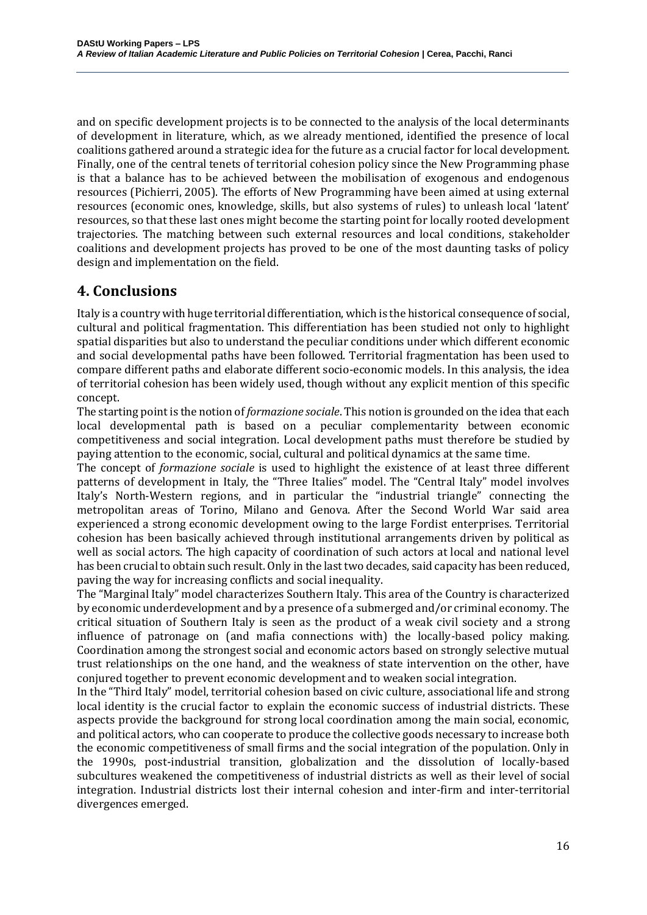and on specific development projects is to be connected to the analysis of the local determinants of development in literature, which, as we already mentioned, identified the presence of local coalitions gathered around a strategic idea for the future as a crucial factor for local development. Finally, one of the central tenets of territorial cohesion policy since the New Programming phase is that a balance has to be achieved between the mobilisation of exogenous and endogenous resources (Pichierri, 2005). The efforts of New Programming have been aimed at using external resources (economic ones, knowledge, skills, but also systems of rules) to unleash local 'latent' resources, so that these last ones might become the starting point for locally rooted development trajectories. The matching between such external resources and local conditions, stakeholder coalitions and development projects has proved to be one of the most daunting tasks of policy design and implementation on the field.

# 4. Conclusions

Italy is a country with huge territorial differentiation, which is the historical consequence of social, cultural and political fragmentation. This differentiation has been studied not only to highlight spatial disparities but also to understand the peculiar conditions under which different economic and social developmental paths have been followed. Territorial fragmentation has been used to compare different paths and elaborate different socio-economic models. In this analysis, the idea of territorial cohesion has been widely used, though without any explicit mention of this specific concept.

The starting point is the notion of *formazione sociale*. This notion is grounded on the idea that each local developmental path is based on a peculiar complementarity between economic competitiveness and social integration. Local development paths must therefore be studied by paying attention to the economic, social, cultural and political dynamics at the same time.

The concept of *formazione sociale* is used to highlight the existence of at least three different patterns of development in Italy, the "Three Italies" model. The "Central Italy" model involves Italy's North-Western regions, and in particular the "industrial triangle" connecting the metropolitan areas of Torino, Milano and Genova. After the Second World War said area experienced a strong economic development owing to the large Fordist enterprises. Territorial cohesion has been basically achieved through institutional arrangements driven by political as well as social actors. The high capacity of coordination of such actors at local and national level has been crucial to obtain such result. Only in the last two decades, said capacity has been reduced, paving the way for increasing conflicts and social inequality.

The "Marginal Italy" model characterizes Southern Italy. This area of the Country is characterized by economic underdevelopment and by a presence of a submerged and/or criminal economy. The critical situation of Southern Italy is seen as the product of a weak civil society and a strong influence of patronage on (and mafia connections with) the locally-based policy making. Coordination among the strongest social and economic actors based on strongly selective mutual trust relationships on the one hand, and the weakness of state intervention on the other, have conjured together to prevent economic development and to weaken social integration.

In the "Third Italy" model, territorial cohesion based on civic culture, associational life and strong local identity is the crucial factor to explain the economic success of industrial districts. These aspects provide the background for strong local coordination among the main social, economic, and political actors, who can cooperate to produce the collective goods necessary to increase both the economic competitiveness of small firms and the social integration of the population. Only in the 1990s, post-industrial transition, globalization and the dissolution of locally-based subcultures weakened the competitiveness of industrial districts as well as their level of social integration. Industrial districts lost their internal cohesion and inter-firm and inter-territorial divergences emerged.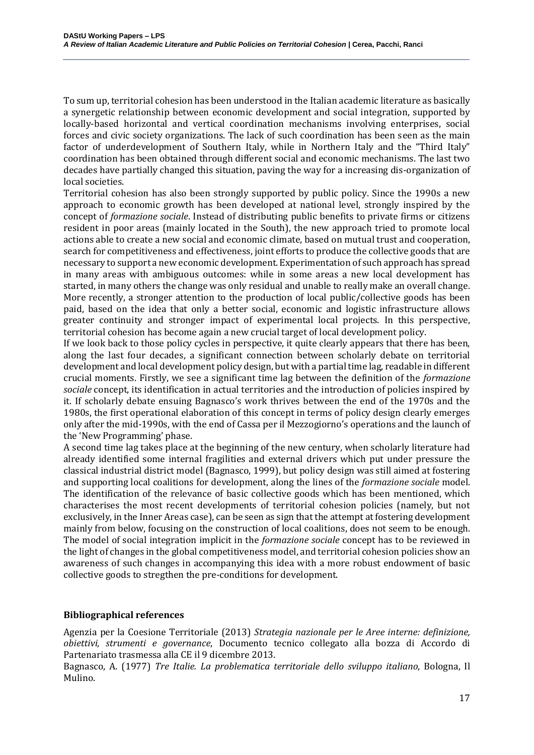To sum up, territorial cohesion has been understood in the Italian academic literature as basically a synergetic relationship between economic development and social integration, supported by locally-based horizontal and vertical coordination mechanisms involving enterprises, social forces and civic society organizations. The lack of such coordination has been seen as the main factor of underdevelopment of Southern Italy, while in Northern Italy and the "Third Italy" coordination has been obtained through different social and economic mechanisms. The last two decades have partially changed this situation, paving the way for a increasing dis-organization of local societies.

Territorial cohesion has also been strongly supported by public policy. Since the 1990s a new approach to economic growth has been developed at national level, strongly inspired by the concept of *formazione sociale*. Instead of distributing public benefits to private firms or citizens resident in poor areas (mainly located in the South), the new approach tried to promote local actions able to create a new social and economic climate, based on mutual trust and cooperation, search for competitiveness and effectiveness, joint efforts to produce the collective goods that are necessary to support a new economic development. Experimentation of such approach has spread in many areas with ambiguous outcomes: while in some areas a new local development has started, in many others the change was only residual and unable to really make an overall change. More recently, a stronger attention to the production of local public/collective goods has been paid, based on the idea that only a better social, economic and logistic infrastructure allows greater continuity and stronger impact of experimental local projects. In this perspective, territorial cohesion has become again a new crucial target of local development policy.

If we look back to those policy cycles in perspective, it quite clearly appears that there has been, along the last four decades, a significant connection between scholarly debate on territorial development and local development policy design, but with a partial time lag, readable in different crucial moments. Firstly, we see a significant time lag between the definition of the *formazione sociale* concept, its identification in actual territories and the introduction of policies inspired by it. If scholarly debate ensuing Bagnasco's work thrives between the end of the 1970s and the 1980s, the first operational elaboration of this concept in terms of policy design clearly emerges only after the mid-1990s, with the end of Cassa per il Mezzogiorno's operations and the launch of the 'New Programming' phase.

A second time lag takes place at the beginning of the new century, when scholarly literature had already identified some internal fragilities and external drivers which put under pressure the classical industrial district model (Bagnasco, 1999), but policy design was still aimed at fostering and supporting local coalitions for development, along the lines of the *formazione sociale* model. The identification of the relevance of basic collective goods which has been mentioned, which characterises the most recent developments of territorial cohesion policies (namely, but not exclusively, in the Inner Areas case), can be seen as sign that the attempt at fostering development mainly from below, focusing on the construction of local coalitions, does not seem to be enough. The model of social integration implicit in the *formazione sociale* concept has to be reviewed in the light of changes in the global competitiveness model, and territorial cohesion policies show an awareness of such changes in accompanying this idea with a more robust endowment of basic collective goods to stregthen the pre-conditions for development.

## Bibliographical references

Agenzia per la Coesione Territoriale (2013) *Strategia nazionale per le Aree interne: definizione, obiettivi, strumenti e governance*, Documento tecnico collegato alla bozza di Accordo di Partenariato trasmessa alla CE il 9 dicembre 2013.

Bagnasco, A. (1977) *Tre Italie. La problematica territoriale dello sviluppo italiano*, Bologna, Il Mulino.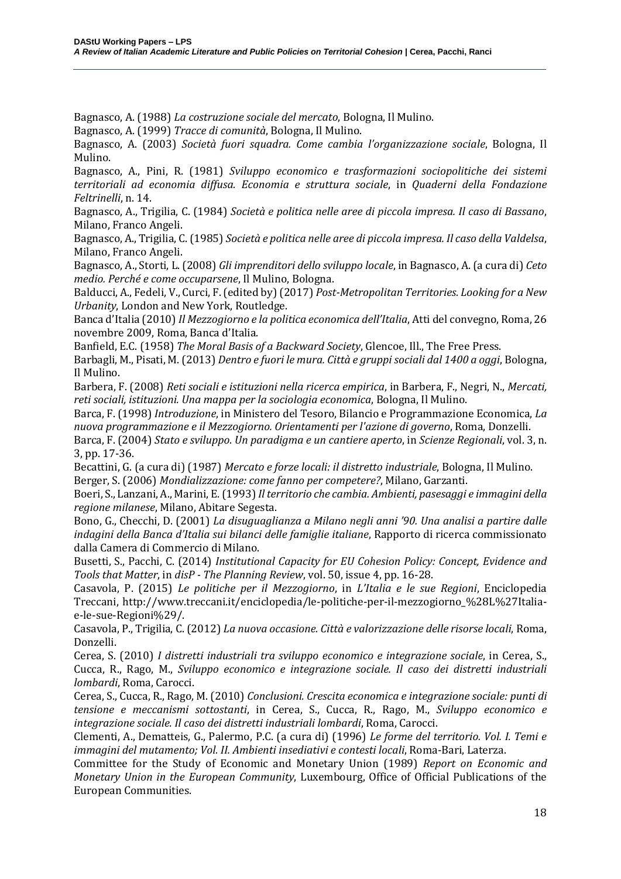Bagnasco, A. (1988) *La costruzione sociale del mercato*, Bologna, Il Mulino.

Bagnasco, A. (1999) *Tracce di comunità*, Bologna, Il Mulino.

Bagnasco, A. (2003) *Società fuori squadra. Come cambia l'organizzazione sociale*, Bologna, Il Mulino.

Bagnasco, A., Pini, R. (1981) *Sviluppo economico e trasformazioni sociopolitiche dei sistemi territoriali ad economia diffusa. Economia e struttura sociale*, in *Quaderni della Fondazione Feltrinelli*, n. 14.

Bagnasco, A., Trigilia, C. (1984) *Società e politica nelle aree di piccola impresa. Il caso di Bassano*, Milano, Franco Angeli.

Bagnasco, A., Trigilia, C. (1985) *Società e politica nelle aree di piccola impresa. Il caso della Valdelsa*, Milano, Franco Angeli.

Bagnasco, A., Storti, L. (2008) *Gli imprenditori dello sviluppo locale*, in Bagnasco, A. (a cura di) *Ceto medio. Perché e come occuparsene*, Il Mulino, Bologna.

Balducci, A., Fedeli, V., Curci, F. (edited by) (2017) *Post-Metropolitan Territories. Looking for a New Urbanity*, London and New York, Routledge.

Banca d'Italia (2010) *Il Mezzogiorno e la politica economica dell'Italia*, Atti del convegno, Roma, 26 novembre 2009, Roma, Banca d'Italia.

Banfield, E.C. (1958) *The Moral Basis of a Backward Society*, Glencoe, Ill., The Free Press.

Barbagli, M., Pisati, M. (2013) *Dentro e fuori le mura. Città e gruppi sociali dal 1400 a oggi*, Bologna, Il Mulino.

Barbera, F. (2008) *Reti sociali e istituzioni nella ricerca empirica*, in Barbera, F., Negri, N., *Mercati, reti sociali, istituzioni. Una mappa per la sociologia economica*, Bologna, Il Mulino.

Barca, F. (1998) *Introduzione*, in Ministero del Tesoro, Bilancio e Programmazione Economica, *La nuova programmazione e il Mezzogiorno. Orientamenti per l'azione di governo*, Roma, Donzelli.

Barca, F. (2004) *Stato e sviluppo. Un paradigma e un cantiere aperto*, in *Scienze Regionali*, vol. 3, n. 3, pp. 17-36.

Becattini, G. (a cura di) (1987) *Mercato e forze locali: il distretto industriale*, Bologna, Il Mulino.

Berger, S. (2006) *Mondializzazione: come fanno per competere?*, Milano, Garzanti.

Boeri, S., Lanzani, A., Marini, E. (1993) *Il territorio che cambia. Ambienti, pasesaggi e immagini della regione milanese*, Milano, Abitare Segesta.

Bono, G., Checchi, D. (2001) *La disuguaglianza a Milano negli anni '90. Una analisi a partire dalle indagini della Banca d'Italia sui bilanci delle famiglie italiane*, Rapporto di ricerca commissionato dalla Camera di Commercio di Milano.

Busetti, S., Pacchi, C. (2014) *Institutional Capacity for EU Cohesion Policy: Concept, Evidence and Tools that Matter*, in *disP - The Planning Review*, vol. 50, issue 4, pp. 16-28.

Casavola, P. (2015) *Le politiche per il Mezzogiorno*, in *L'Italia e le sue Regioni*, Enciclopedia Treccani, http://www.treccani.it/enciclopedia/le-politiche-per-il-mezzogiorno_%28L%27Italia-e-le-sue-Regioni%29/.

Casavola, P., Trigilia, C. (2012) *La nuova occasione. Città e valorizzazione delle risorse locali*, Roma, Donzelli.

Cerea, S. (2010) *I distretti industriali tra sviluppo economico e integrazione sociale*, in Cerea, S., Cucca, R., Rago, M., *Sviluppo economico e integrazione sociale. Il caso dei distretti industriali lombardi*, Roma, Carocci.

Cerea, S., Cucca, R., Rago, M. (2010) *Conclusioni. Crescita economica e integrazione sociale: punti di tensione e meccanismi sottostanti*, in Cerea, S., Cucca, R., Rago, M., *Sviluppo economico e integrazione sociale. Il caso dei distretti industriali lombardi*, Roma, Carocci.

Clementi, A., Dematteis, G., Palermo, P.C. (a cura di) (1996) *Le forme del territorio. Vol. I. Temi e immagini del mutamento; Vol. II. Ambienti insediativi e contesti locali*, Roma-Bari, Laterza.

Committee for the Study of Economic and Monetary Union (1989) *Report on Economic and Monetary Union in the European Community*, Luxembourg, Office of Official Publications of the European Communities.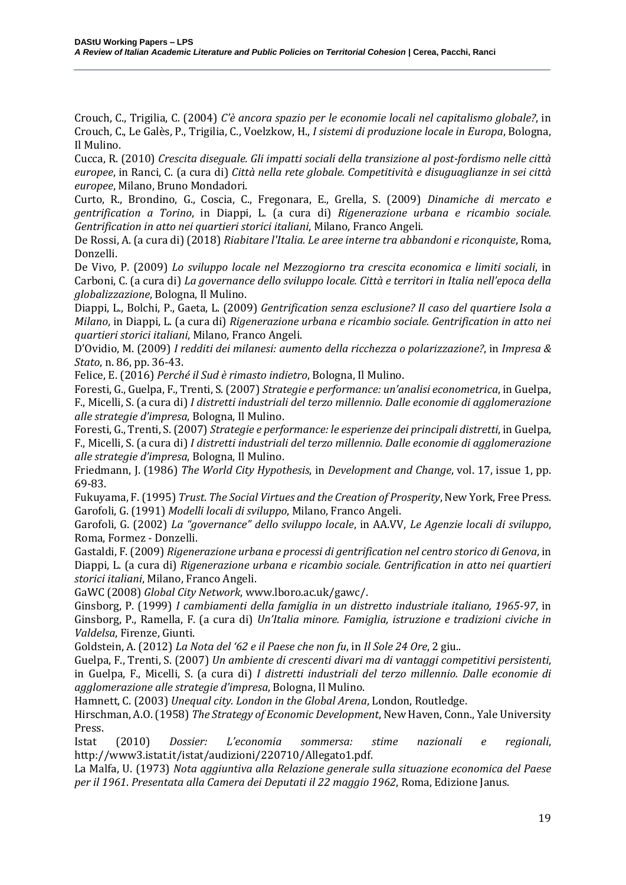Crouch, C., Trigilia, C. (2004) *C'è ancora spazio per le economie locali nel capitalismo globale?*, in Crouch, C., Le Galès, P., Trigilia, C., Voelzkow, H., *I sistemi di produzione locale in Europa*, Bologna, Il Mulino.

Cucca, R. (2010) *Crescita diseguale. Gli impatti sociali della transizione al post-fordismo nelle città europee*, in Ranci, C. (a cura di) *Città nella rete globale. Competitività e disuguaglianze in sei città europee*, Milano, Bruno Mondadori.

Curto, R., Brondino, G., Coscia, C., Fregonara, E., Grella, S. (2009) *Dinamiche di mercato e gentrification a Torino*, in Diappi, L. (a cura di) *Rigenerazione urbana e ricambio sociale. Gentrification in atto nei quartieri storici italiani*, Milano, Franco Angeli.

De Rossi, A. (a cura di) (2018) *Riabitare l'Italia. Le aree interne tra abbandoni e riconquiste*, Roma, Donzelli.

De Vivo, P. (2009) *Lo sviluppo locale nel Mezzogiorno tra crescita economica e limiti sociali*, in Carboni, C. (a cura di) *La governance dello sviluppo locale. Città e territori in Italia nell'epoca della globalizzazione*, Bologna, Il Mulino.

Diappi, L., Bolchi, P., Gaeta, L. (2009) *Gentrification senza esclusione? Il caso del quartiere Isola a Milano*, in Diappi, L. (a cura di) *Rigenerazione urbana e ricambio sociale. Gentrification in atto nei quartieri storici italiani*, Milano, Franco Angeli.

D'Ovidio, M. (2009) *I redditi dei milanesi: aumento della ricchezza o polarizzazione?*, in *Impresa & Stato*, n. 86, pp. 36-43.

Felice, E. (2016) *Perché il Sud è rimasto indietro*, Bologna, Il Mulino.

Foresti, G., Guelpa, F., Trenti, S. (2007) *Strategie e performance: un'analisi econometrica*, in Guelpa, F., Micelli, S. (a cura di) *I distretti industriali del terzo millennio. Dalle economie di agglomerazione alle strategie d'impresa*, Bologna, Il Mulino.

Foresti, G., Trenti, S. (2007) *Strategie e performance: le esperienze dei principali distretti*, in Guelpa, F., Micelli, S. (a cura di) *I distretti industriali del terzo millennio. Dalle economie di agglomerazione alle strategie d'impresa*, Bologna, Il Mulino.

Friedmann, J. (1986) *The World City Hypothesis*, in *Development and Change*, vol. 17, issue 1, pp. 69-83.

Fukuyama, F. (1995) *Trust. The Social Virtues and the Creation of Prosperity*, New York, Free Press.

Garofoli, G. (1991) *Modelli locali di sviluppo*, Milano, Franco Angeli.

Garofoli, G. (2002) *La "governance" dello sviluppo locale*, in AA.VV, *Le Agenzie locali di sviluppo*, Roma, Formez - Donzelli.

Gastaldi, F. (2009) *Rigenerazione urbana e processi di gentrification nel centro storico di Genova*, in Diappi, L. (a cura di) *Rigenerazione urbana e ricambio sociale. Gentrification in atto nei quartieri storici italiani*, Milano, Franco Angeli.

GaWC (2008) *Global City Network*, www.lboro.ac.uk/gawc/.

Ginsborg, P. (1999) *I cambiamenti della famiglia in un distretto industriale italiano, 1965-97*, in Ginsborg, P., Ramella, F. (a cura di) *Un'Italia minore. Famiglia, istruzione e tradizioni civiche in Valdelsa*, Firenze, Giunti.

Goldstein, A. (2012) *La Nota del '62 e il Paese che non fu*, in *Il Sole 24 Ore*, 2 giu..

Guelpa, F., Trenti, S. (2007) *Un ambiente di crescenti divari ma di vantaggi competitivi persistenti*, in Guelpa, F., Micelli, S. (a cura di) *I distretti industriali del terzo millennio. Dalle economie di agglomerazione alle strategie d'impresa*, Bologna, Il Mulino.

Hamnett, C. (2003) *Unequal city. London in the Global Arena*, London, Routledge.

Hirschman, A.O. (1958) *The Strategy of Economic Development*, New Haven, Conn., Yale University Press.

Istat (2010) *Dossier: L'economia sommersa: stime nazionali e regionali*, http://www3.istat.it/istat/audizioni/220710/Allegato1.pdf.

La Malfa, U. (1973) *Nota aggiuntiva alla Relazione generale sulla situazione economica del Paese per il 1961. Presentata alla Camera dei Deputati il 22 maggio 1962*, Roma, Edizione Janus.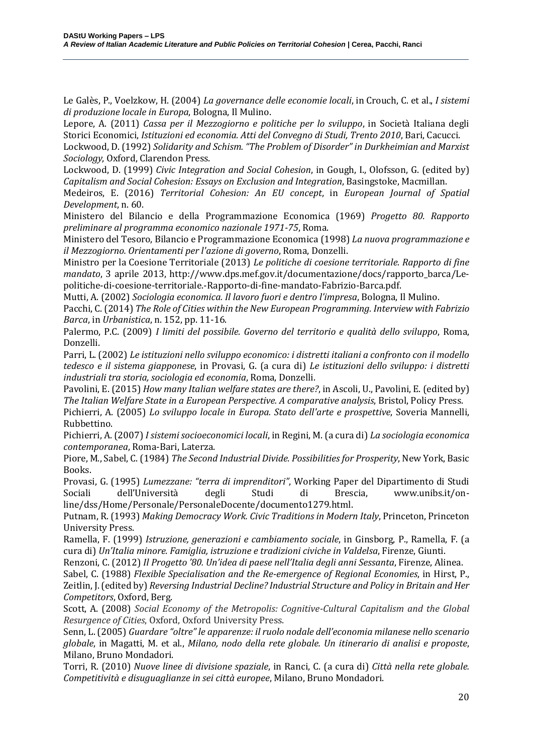Le Galès, P., Voelzkow, H. (2004) *La governance delle economie locali*, in Crouch, C. et al., *I sistemi di produzione locale in Europa*, Bologna, Il Mulino.

Lepore, A. (2011) *Cassa per il Mezzogiorno e politiche per lo sviluppo*, in Società Italiana degli Storici Economici, *Istituzioni ed economia. Atti del Convegno di Studi, Trento 2010*, Bari, Cacucci.

Lockwood, D. (1992) *Solidarity and Schism. "The Problem of Disorder" in Durkheimian and Marxist Sociology*, Oxford, Clarendon Press.

Lockwood, D. (1999) *Civic Integration and Social Cohesion*, in Gough, I., Olofsson, G. (edited by) *Capitalism and Social Cohesion: Essays on Exclusion and Integration*, Basingstoke, Macmillan.

Medeiros, E. (2016) *Territorial Cohesion: An EU concept*, in *European Journal of Spatial Development*, n. 60.

Ministero del Bilancio e della Programmazione Economica (1969) *Progetto 80. Rapporto preliminare al programma economico nazionale 1971-75*, Roma.

Ministero del Tesoro, Bilancio e Programmazione Economica (1998) *La nuova programmazione e il Mezzogiorno. Orientamenti per l'azione di governo*, Roma, Donzelli.

Ministro per la Coesione Territoriale (2013) *Le politiche di coesione territoriale. Rapporto di fine mandato*, 3 aprile 2013, http://www.dps.mef.gov.it/documentazione/docs/rapporto_barca/Le-politiche-di-coesione-territoriale.-Rapporto-di-fine-mandato-Fabrizio-Barca.pdf.

Mutti, A. (2002) *Sociologia economica. Il lavoro fuori e dentro l'impresa*, Bologna, Il Mulino.

Pacchi, C. (2014) *The Role of Cities within the New European Programming. Interview with Fabrizio Barca*, in *Urbanistica*, n. 152, pp. 11-16.

Palermo, P.C. (2009) *I limiti del possibile. Governo del territorio e qualità dello sviluppo*, Roma, Donzelli.

Parri, L. (2002) *Le istituzioni nello sviluppo economico: i distretti italiani a confronto con il modello tedesco e il sistema giapponese*, in Provasi, G. (a cura di) *Le istituzioni dello sviluppo: i distretti industriali tra storia, sociologia ed economia*, Roma, Donzelli.

Pavolini, E. (2015) *How many Italian welfare states are there?*, in Ascoli, U., Pavolini, E. (edited by) *The Italian Welfare State in a European Perspective. A comparative analysis*, Bristol, Policy Press.

Pichierri, A. (2005) *Lo sviluppo locale in Europa. Stato dell'arte e prospettive*, Soveria Mannelli, Rubbettino.

Pichierri, A. (2007) *I sistemi socioeconomici locali*, in Regini, M. (a cura di) *La sociologia economica contemporanea*, Roma-Bari, Laterza.

Piore, M., Sabel, C. (1984) *The Second Industrial Divide. Possibilities for Prosperity*, New York, Basic Books.

Provasi, G. (1995) *Lumezzane: "terra di imprenditori"*, Working Paper del Dipartimento di Studi Sociali dell'Università degli Studi di Brescia, www.unibs.it/on-line/dss/Home/Personale/PersonaleDocente/documento1279.html.

Putnam, R. (1993) *Making Democracy Work. Civic Traditions in Modern Italy*, Princeton, Princeton University Press.

Ramella, F. (1999) *Istruzione, generazioni e cambiamento sociale*, in Ginsborg, P., Ramella, F. (a cura di) *Un'Italia minore. Famiglia, istruzione e tradizioni civiche in Valdelsa*, Firenze, Giunti.

Renzoni, C. (2012) *Il Progetto '80. Un'idea di paese nell'Italia degli anni Sessanta*, Firenze, Alinea.

Sabel, C. (1988) *Flexible Specialisation and the Re-emergence of Regional Economies*, in Hirst, P., Zeitlin, J. (edited by) *Reversing Industrial Decline? Industrial Structure and Policy in Britain and Her Competitors*, Oxford, Berg.

Scott, A. (2008) *Social Economy of the Metropolis: Cognitive-Cultural Capitalism and the Global Resurgence of Cities*, Oxford, Oxford University Press.

Senn, L. (2005) *Guardare "oltre" le apparenze: il ruolo nodale dell'economia milanese nello scenario globale*, in Magatti, M. et al., *Milano, nodo della rete globale. Un itinerario di analisi e proposte*, Milano, Bruno Mondadori.

Torri, R. (2010) *Nuove linee di divisione spaziale*, in Ranci, C. (a cura di) *Città nella rete globale. Competitività e disuguaglianze in sei città europee*, Milano, Bruno Mondadori.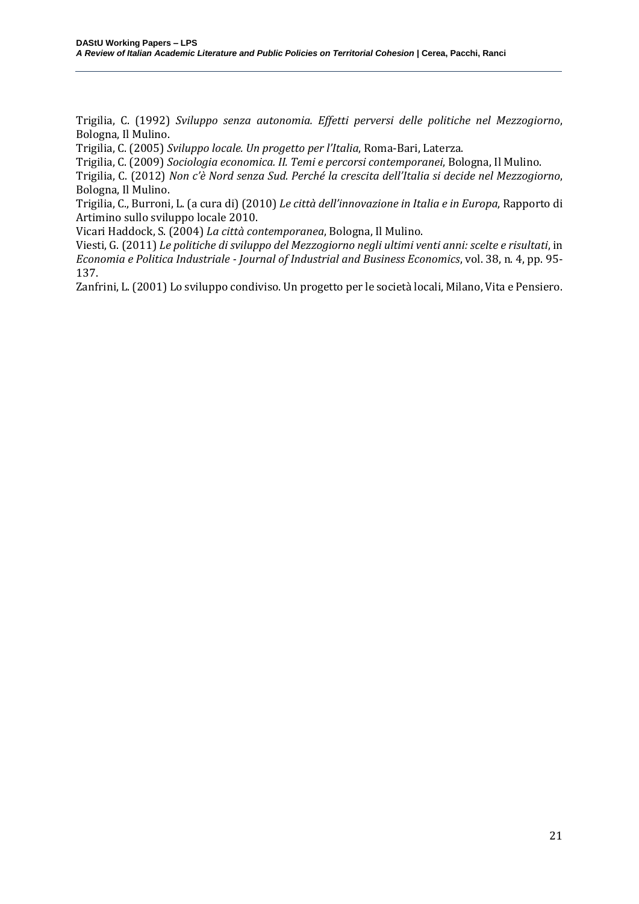Trigilia, C. (1992) *Sviluppo senza autonomia. Effetti perversi delle politiche nel Mezzogiorno*, Bologna, Il Mulino.

Trigilia, C. (2005) *Sviluppo locale. Un progetto per l'Italia*, Roma-Bari, Laterza.

Trigilia, C. (2009) *Sociologia economica. II. Temi e percorsi contemporanei*, Bologna, Il Mulino.

Trigilia, C. (2012) *Non c'è Nord senza Sud. Perché la crescita dell'Italia si decide nel Mezzogiorno*, Bologna, Il Mulino.

Trigilia, C., Burroni, L. (a cura di) (2010) *Le città dell'innovazione in Italia e in Europa*, Rapporto di Artimino sullo sviluppo locale 2010.

Vicari Haddock, S. (2004) *La città contemporanea*, Bologna, Il Mulino.

Viesti, G. (2011) *Le politiche di sviluppo del Mezzogiorno negli ultimi venti anni: scelte e risultati*, in *Economia e Politica Industriale - Journal of Industrial and Business Economics*, vol. 38, n. 4, pp. 95-137.

Zanfrini, L. (2001) Lo sviluppo condiviso. Un progetto per le società locali, Milano, Vita e Pensiero.